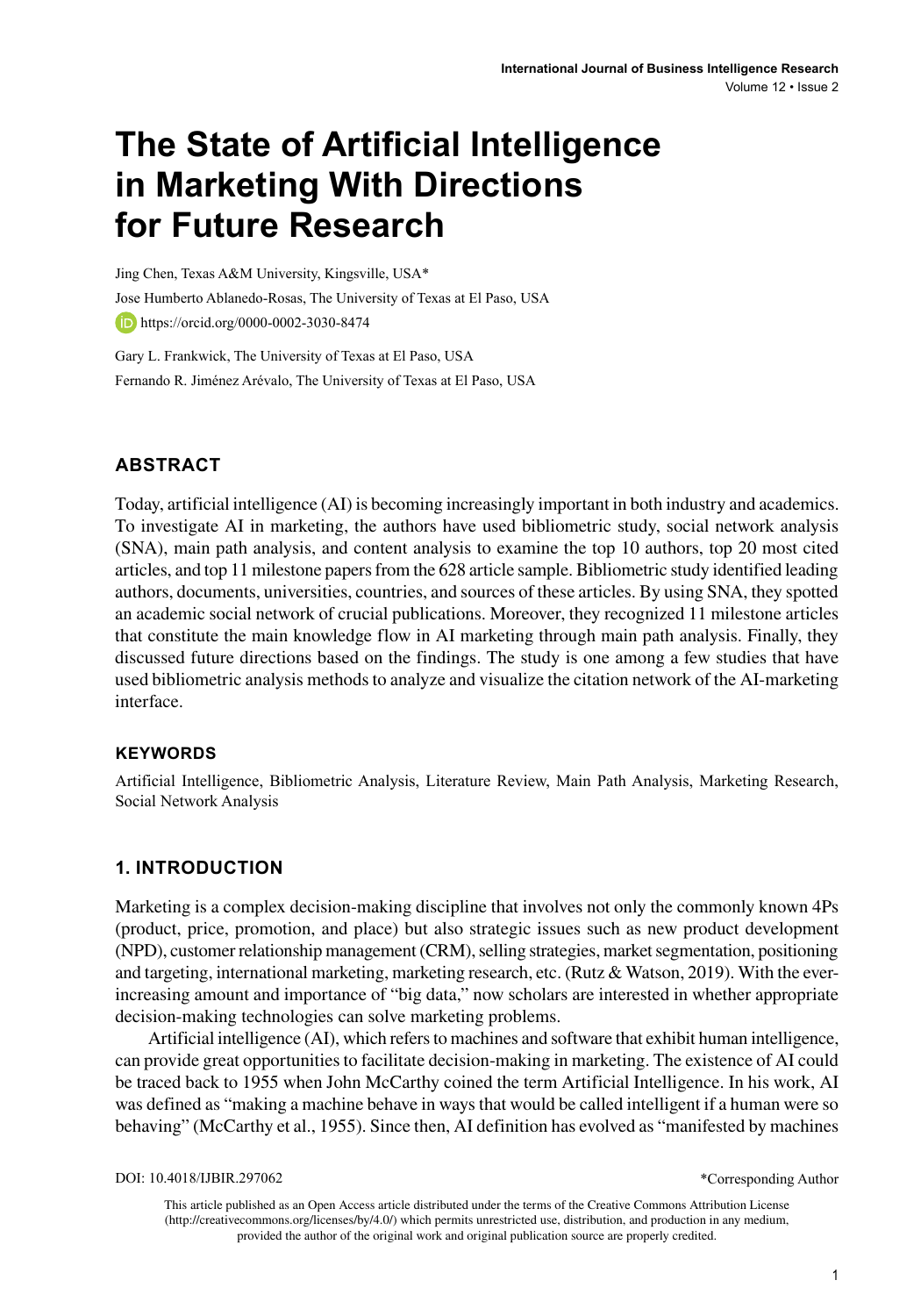# The State of Artificial Intelligence in Marketing With Directions for Future Research

Jing Chen, Texas A&M University, Kingsville, USA*

Jose Humberto Ablanedo-Rosas, The University of Texas at El Paso, USA

https://orcid.org/0000-0002-3030-8474

Gary L. Frankwick, The University of Texas at El Paso, USA

Fernando R. Jiménez Arévalo, The University of Texas at El Paso, USA

## ABSTRACT

Today, artificial intelligence (AI) is becoming increasingly important in both industry and academics. To investigate AI in marketing, the authors have used bibliometric study, social network analysis (SNA), main path analysis, and content analysis to examine the top 10 authors, top 20 most cited articles, and top 11 milestone papers from the 628 article sample. Bibliometric study identified leading authors, documents, universities, countries, and sources of these articles. By using SNA, they spotted an academic social network of crucial publications. Moreover, they recognized 11 milestone articles that constitute the main knowledge flow in AI marketing through main path analysis. Finally, they discussed future directions based on the findings. The study is one among a few studies that have used bibliometric analysis methods to analyze and visualize the citation network of the AI-marketing interface.

### KEYWORDS

Artificial Intelligence, Bibliometric Analysis, Literature Review, Main Path Analysis, Marketing Research, Social Network Analysis

## 1. INTRODUCTION

Marketing is a complex decision-making discipline that involves not only the commonly known 4Ps (product, price, promotion, and place) but also strategic issues such as new product development (NPD), customer relationship management (CRM), selling strategies, market segmentation, positioning and targeting, international marketing, marketing research, etc. (Rutz & Watson, 2019). With the ever-increasing amount and importance of "big data," now scholars are interested in whether appropriate decision-making technologies can solve marketing problems.

Artificial intelligence (AI), which refers to machines and software that exhibit human intelligence, can provide great opportunities to facilitate decision-making in marketing. The existence of AI could be traced back to 1955 when John McCarthy coined the term Artificial Intelligence. In his work, AI was defined as "making a machine behave in ways that would be called intelligent if a human were so behaving" (McCarthy et al., 1955). Since then, AI definition has evolved as "manifested by machines

DOI: 10.4018/IJBIR.297062

*Corresponding Author

This article published as an Open Access article distributed under the terms of the Creative Commons Attribution License (http://creativecommons.org/licenses/by/4.0/) which permits unrestricted use, distribution, and production in any medium, provided the author of the original work and original publication source are properly credited.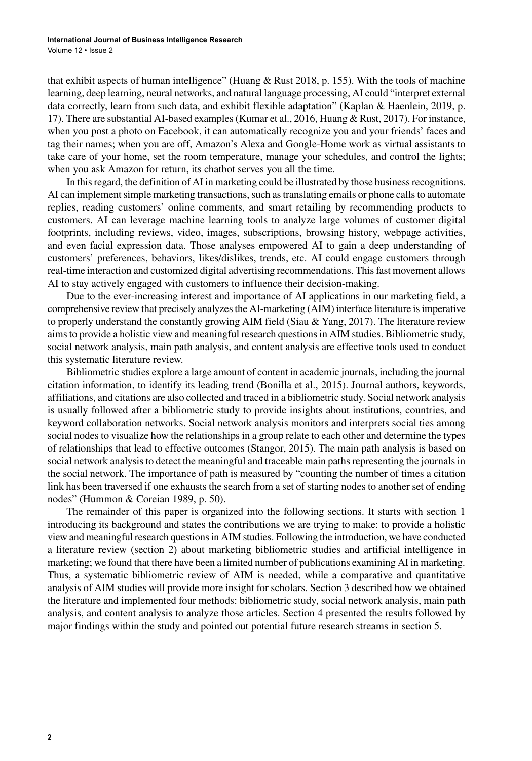that exhibit aspects of human intelligence" (Huang & Rust 2018, p. 155). With the tools of machine learning, deep learning, neural networks, and natural language processing, AI could "interpret external data correctly, learn from such data, and exhibit flexible adaptation" (Kaplan & Haenlein, 2019, p. 17). There are substantial AI-based examples (Kumar et al., 2016, Huang & Rust, 2017). For instance, when you post a photo on Facebook, it can automatically recognize you and your friends' faces and tag their names; when you are off, Amazon's Alexa and Google-Home work as virtual assistants to take care of your home, set the room temperature, manage your schedules, and control the lights; when you ask Amazon for return, its chatbot serves you all the time.

In this regard, the definition of AI in marketing could be illustrated by those business recognitions. AI can implement simple marketing transactions, such as translating emails or phone calls to automate replies, reading customers' online comments, and smart retailing by recommending products to customers. AI can leverage machine learning tools to analyze large volumes of customer digital footprints, including reviews, video, images, subscriptions, browsing history, webpage activities, and even facial expression data. Those analyses empowered AI to gain a deep understanding of customers' preferences, behaviors, likes/dislikes, trends, etc. AI could engage customers through real-time interaction and customized digital advertising recommendations. This fast movement allows AI to stay actively engaged with customers to influence their decision-making.

Due to the ever-increasing interest and importance of AI applications in our marketing field, a comprehensive review that precisely analyzes the AI-marketing (AIM) interface literature is imperative to properly understand the constantly growing AIM field (Siau & Yang, 2017). The literature review aims to provide a holistic view and meaningful research questions in AIM studies. Bibliometric study, social network analysis, main path analysis, and content analysis are effective tools used to conduct this systematic literature review.

Bibliometric studies explore a large amount of content in academic journals, including the journal citation information, to identify its leading trend (Bonilla et al., 2015). Journal authors, keywords, affiliations, and citations are also collected and traced in a bibliometric study. Social network analysis is usually followed after a bibliometric study to provide insights about institutions, countries, and keyword collaboration networks. Social network analysis monitors and interprets social ties among social nodes to visualize how the relationships in a group relate to each other and determine the types of relationships that lead to effective outcomes (Stangor, 2015). The main path analysis is based on social network analysis to detect the meaningful and traceable main paths representing the journals in the social network. The importance of path is measured by "counting the number of times a citation link has been traversed if one exhausts the search from a set of starting nodes to another set of ending nodes" (Hummon & Coreian 1989, p. 50).

The remainder of this paper is organized into the following sections. It starts with section 1 introducing its background and states the contributions we are trying to make: to provide a holistic view and meaningful research questions in AIM studies. Following the introduction, we have conducted a literature review (section 2) about marketing bibliometric studies and artificial intelligence in marketing; we found that there have been a limited number of publications examining AI in marketing. Thus, a systematic bibliometric review of AIM is needed, while a comparative and quantitative analysis of AIM studies will provide more insight for scholars. Section 3 described how we obtained the literature and implemented four methods: bibliometric study, social network analysis, main path analysis, and content analysis to analyze those articles. Section 4 presented the results followed by major findings within the study and pointed out potential future research streams in section 5.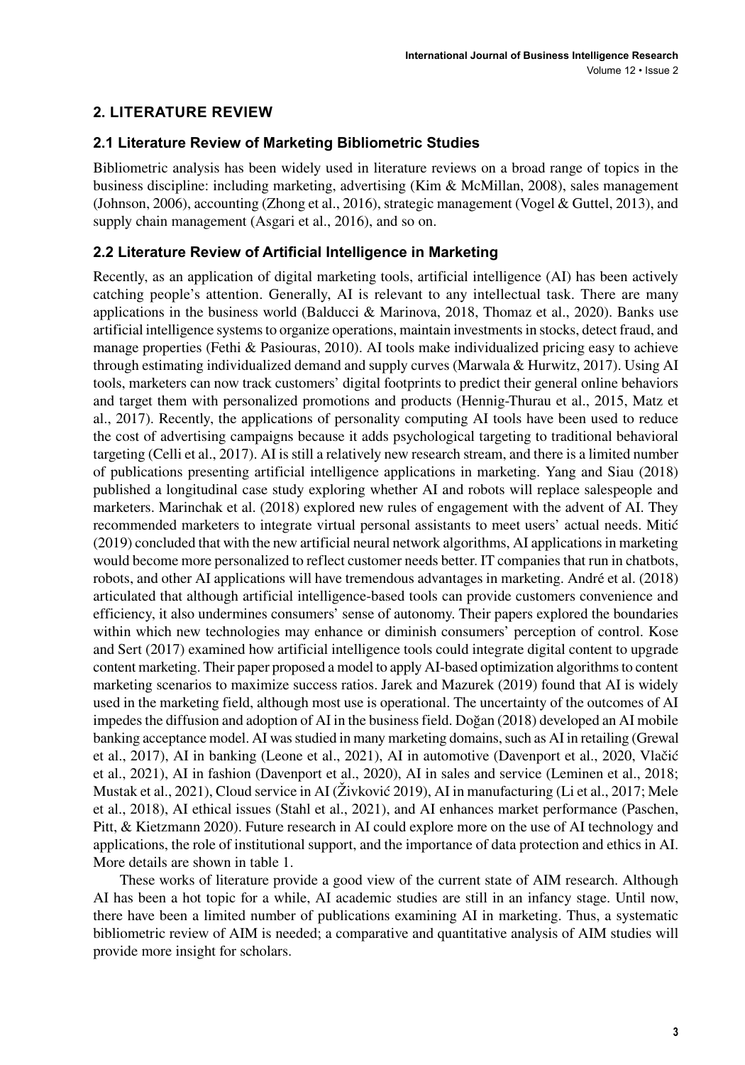## 2. LITERATURE REVIEW

### 2.1 Literature Review of Marketing Bibliometric Studies

Bibliometric analysis has been widely used in literature reviews on a broad range of topics in the business discipline: including marketing, advertising (Kim & McMillan, 2008), sales management (Johnson, 2006), accounting (Zhong et al., 2016), strategic management (Vogel & Guttel, 2013), and supply chain management (Asgari et al., 2016), and so on.

### 2.2 Literature Review of Artificial Intelligence in Marketing

Recently, as an application of digital marketing tools, artificial intelligence (AI) has been actively catching people's attention. Generally, AI is relevant to any intellectual task. There are many applications in the business world (Balducci & Marinova, 2018, Thomaz et al., 2020). Banks use artificial intelligence systems to organize operations, maintain investments in stocks, detect fraud, and manage properties (Fethi & Pasiouras, 2010). AI tools make individualized pricing easy to achieve through estimating individualized demand and supply curves (Marwala & Hurwitz, 2017). Using AI tools, marketers can now track customers' digital footprints to predict their general online behaviors and target them with personalized promotions and products (Hennig-Thurau et al., 2015, Matz et al., 2017). Recently, the applications of personality computing AI tools have been used to reduce the cost of advertising campaigns because it adds psychological targeting to traditional behavioral targeting (Celli et al., 2017). AI is still a relatively new research stream, and there is a limited number of publications presenting artificial intelligence applications in marketing. Yang and Siau (2018) published a longitudinal case study exploring whether AI and robots will replace salespeople and marketers. Marinchak et al. (2018) explored new rules of engagement with the advent of AI. They recommended marketers to integrate virtual personal assistants to meet users' actual needs. Mitić (2019) concluded that with the new artificial neural network algorithms, AI applications in marketing would become more personalized to reflect customer needs better. IT companies that run in chatbots, robots, and other AI applications will have tremendous advantages in marketing. André et al. (2018) articulated that although artificial intelligence-based tools can provide customers convenience and efficiency, it also undermines consumers' sense of autonomy. Their papers explored the boundaries within which new technologies may enhance or diminish consumers' perception of control. Kose and Sert (2017) examined how artificial intelligence tools could integrate digital content to upgrade content marketing. Their paper proposed a model to apply AI-based optimization algorithms to content marketing scenarios to maximize success ratios. Jarek and Mazurek (2019) found that AI is widely used in the marketing field, although most use is operational. The uncertainty of the outcomes of AI impedes the diffusion and adoption of AI in the business field. Doğan (2018) developed an AI mobile banking acceptance model. AI was studied in many marketing domains, such as AI in retailing (Grewal et al., 2017), AI in banking (Leone et al., 2021), AI in automotive (Davenport et al., 2020, Vlačić et al., 2021), AI in fashion (Davenport et al., 2020), AI in sales and service (Leminen et al., 2018; Mustak et al., 2021), Cloud service in AI (Živković 2019), AI in manufacturing (Li et al., 2017; Mele et al., 2018), AI ethical issues (Stahl et al., 2021), and AI enhances market performance (Paschen, Pitt, & Kietzmann 2020). Future research in AI could explore more on the use of AI technology and applications, the role of institutional support, and the importance of data protection and ethics in AI. More details are shown in table 1.

These works of literature provide a good view of the current state of AIM research. Although AI has been a hot topic for a while, AI academic studies are still in an infancy stage. Until now, there have been a limited number of publications examining AI in marketing. Thus, a systematic bibliometric review of AIM is needed; a comparative and quantitative analysis of AIM studies will provide more insight for scholars.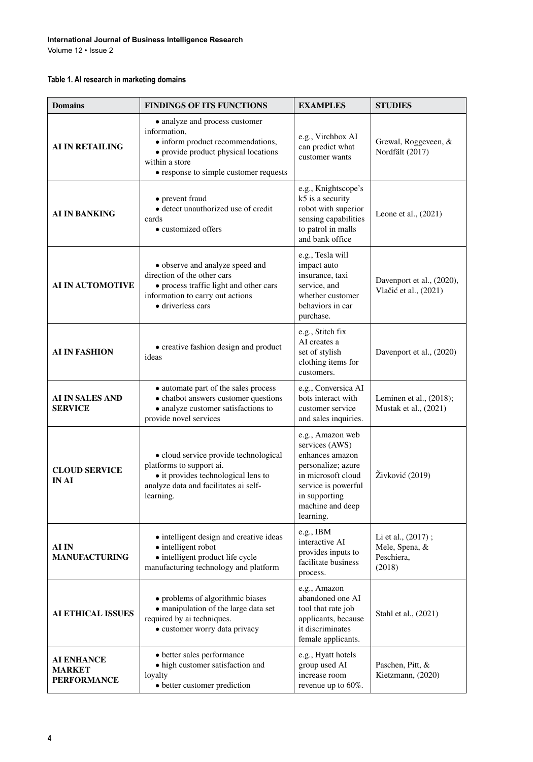**Table 1. AI research in marketing domains**

| Domains | FINDINGS OF ITS FUNCTIONS | EXAMPLES | STUDIES |
|---|---|---|---|
| **AI IN RETAILING** | • analyze and process customer information,<br>• inform product recommendations,<br>• provide product physical locations within a store<br>• response to simple customer requests | e.g., Virchbox AI can predict what customer wants | Grewal, Roggeveen, & Nordfält (2017) |
| **AI IN BANKING** | • prevent fraud<br>• detect unauthorized use of credit cards<br>• customized offers | e.g., Knightscope's k5 is a security robot with superior sensing capabilities to patrol in malls and bank office | Leone et al., (2021) |
| **AI IN AUTOMOTIVE** | • observe and analyze speed and direction of the other cars<br>• process traffic light and other cars information to carry out actions<br>• driverless cars | e.g., Tesla will impact auto insurance, taxi service, and whether customer behaviors in car purchase. | Davenport et al., (2020), Vlačić et al., (2021) |
| **AI IN FASHION** | • creative fashion design and product ideas | e.g., Stitch fix AI creates a set of stylish clothing items for customers. | Davenport et al., (2020) |
| **AI IN SALES AND SERVICE** | • automate part of the sales process<br>• chatbot answers customer questions<br>• analyze customer satisfactions to provide novel services | e.g., Conversica AI bots interact with customer service and sales inquiries. | Leminen et al., (2018); Mustak et al., (2021) |
| **CLOUD SERVICE IN AI** | • cloud service provide technological platforms to support ai.<br>• it provides technological lens to analyze data and facilitates ai self-learning. | e.g., Amazon web services (AWS) enhances amazon personalize; azure in microsoft cloud service is powerful in supporting machine and deep learning. | Živković (2019) |
| **AI IN MANUFACTURING** | • intelligent design and creative ideas<br>• intelligent robot<br>• intelligent product life cycle manufacturing technology and platform | e.g., IBM interactive AI provides inputs to facilitate business process. | Li et al., (2017) ; Mele, Spena, & Peschiera, (2018) |
| **AI ETHICAL ISSUES** | • problems of algorithmic biases<br>• manipulation of the large data set required by ai techniques.<br>• customer worry data privacy | e.g., Amazon abandoned one AI tool that rate job applicants, because it discriminates female applicants. | Stahl et al., (2021) |
| **AI ENHANCE MARKET PERFORMANCE** | • better sales performance<br>• high customer satisfaction and loyalty<br>• better customer prediction | e.g., Hyatt hotels group used AI increase room revenue up to 60%. | Paschen, Pitt, & Kietzmann, (2020) |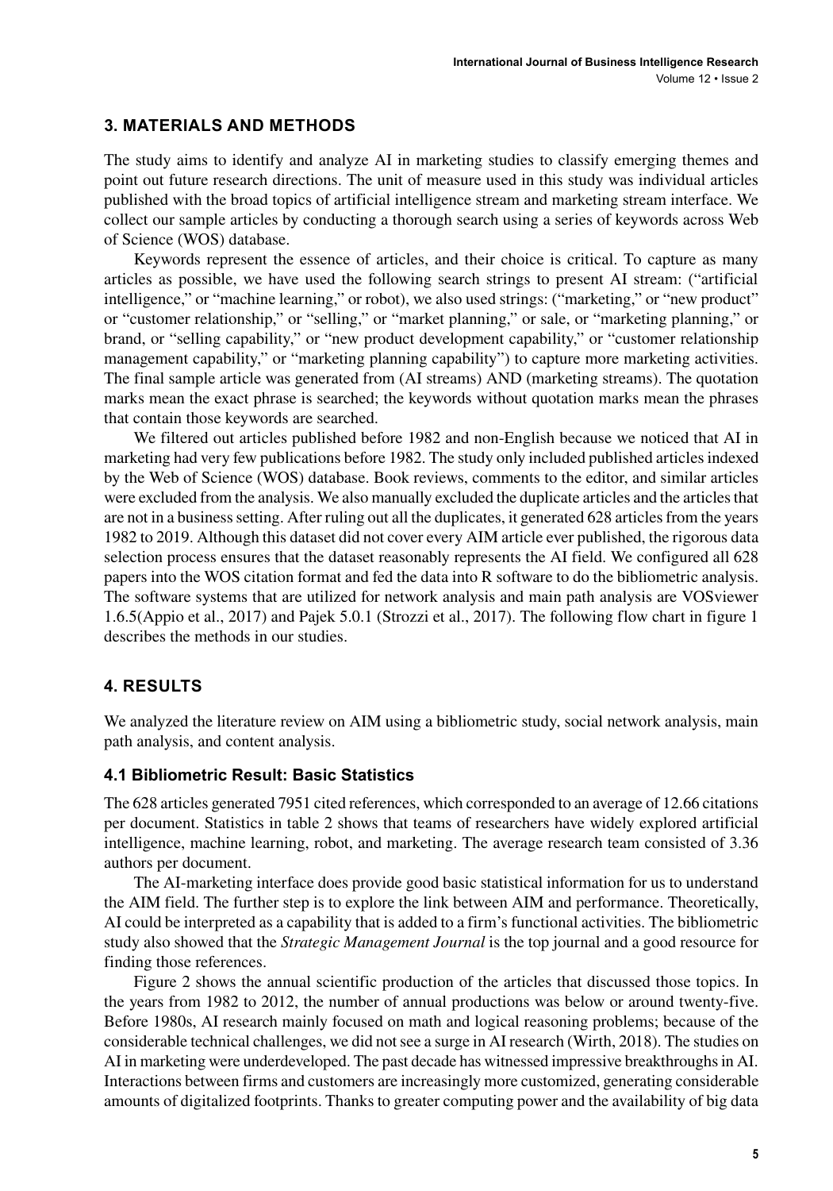## 3. MATERIALS AND METHODS

The study aims to identify and analyze AI in marketing studies to classify emerging themes and point out future research directions. The unit of measure used in this study was individual articles published with the broad topics of artificial intelligence stream and marketing stream interface. We collect our sample articles by conducting a thorough search using a series of keywords across Web of Science (WOS) database.

Keywords represent the essence of articles, and their choice is critical. To capture as many articles as possible, we have used the following search strings to present AI stream: ("artificial intelligence," or "machine learning," or robot), we also used strings: ("marketing," or "new product" or "customer relationship," or "selling," or "market planning," or sale, or "marketing planning," or brand, or "selling capability," or "new product development capability," or "customer relationship management capability," or "marketing planning capability") to capture more marketing activities. The final sample article was generated from (AI streams) AND (marketing streams). The quotation marks mean the exact phrase is searched; the keywords without quotation marks mean the phrases that contain those keywords are searched.

We filtered out articles published before 1982 and non-English because we noticed that AI in marketing had very few publications before 1982. The study only included published articles indexed by the Web of Science (WOS) database. Book reviews, comments to the editor, and similar articles were excluded from the analysis. We also manually excluded the duplicate articles and the articles that are not in a business setting. After ruling out all the duplicates, it generated 628 articles from the years 1982 to 2019. Although this dataset did not cover every AIM article ever published, the rigorous data selection process ensures that the dataset reasonably represents the AI field. We configured all 628 papers into the WOS citation format and fed the data into R software to do the bibliometric analysis. The software systems that are utilized for network analysis and main path analysis are VOSviewer 1.6.5(Appio et al., 2017) and Pajek 5.0.1 (Strozzi et al., 2017). The following flow chart in figure 1 describes the methods in our studies.

## 4. RESULTS

We analyzed the literature review on AIM using a bibliometric study, social network analysis, main path analysis, and content analysis.

### 4.1 Bibliometric Result: Basic Statistics

The 628 articles generated 7951 cited references, which corresponded to an average of 12.66 citations per document. Statistics in table 2 shows that teams of researchers have widely explored artificial intelligence, machine learning, robot, and marketing. The average research team consisted of 3.36 authors per document.

The AI-marketing interface does provide good basic statistical information for us to understand the AIM field. The further step is to explore the link between AIM and performance. Theoretically, AI could be interpreted as a capability that is added to a firm's functional activities. The bibliometric study also showed that the *Strategic Management Journal* is the top journal and a good resource for finding those references.

Figure 2 shows the annual scientific production of the articles that discussed those topics. In the years from 1982 to 2012, the number of annual productions was below or around twenty-five. Before 1980s, AI research mainly focused on math and logical reasoning problems; because of the considerable technical challenges, we did not see a surge in AI research (Wirth, 2018). The studies on AI in marketing were underdeveloped. The past decade has witnessed impressive breakthroughs in AI. Interactions between firms and customers are increasingly more customized, generating considerable amounts of digitalized footprints. Thanks to greater computing power and the availability of big data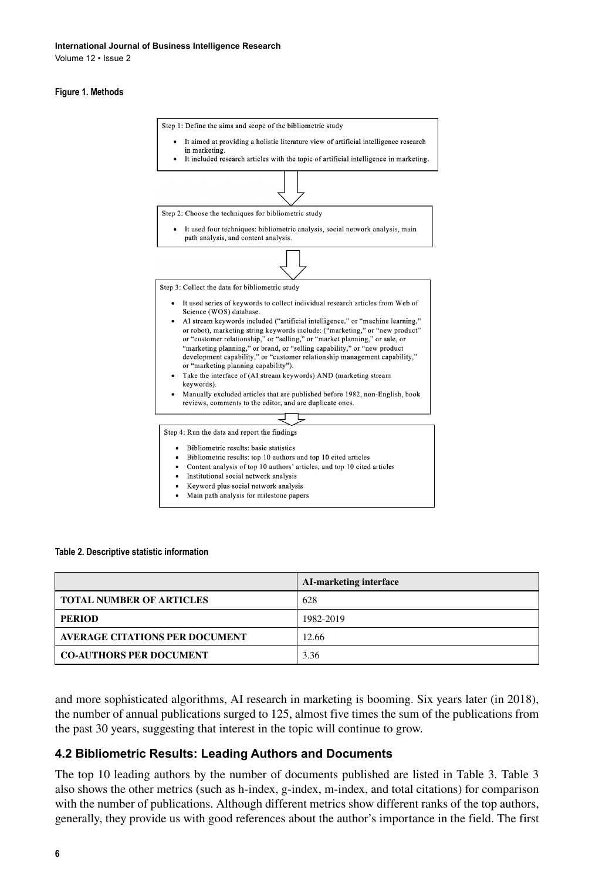**Figure 1. Methods**

Step 1: Define the aims and scope of the bibliometric study

- It aimed at providing a holistic literature view of artificial intelligence research in marketing.
- It included research articles with the topic of artificial intelligence in marketing.

Step 2: Choose the techniques for bibliometric study

- It used four techniques: bibliometric analysis, social network analysis, main path analysis, and content analysis.

Step 3: Collect the data for bibliometric study

- It used series of keywords to collect individual research articles from Web of Science (WOS) database.
- AI stream keywords included ("artificial intelligence," or "machine learning," or robot), marketing string keywords include: ("marketing," or "new product" or "customer relationship," or "selling," or "market planning," or sale, or "marketing planning," or brand, or "selling capability," or "new product development capability," or "customer relationship management capability," or "marketing planning capability").
- Take the interface of (AI stream keywords) AND (marketing stream keywords).
- Manually excluded articles that are published before 1982, non-English, book reviews, comments to the editor, and are duplicate ones.

Step 4: Run the data and report the findings

- Bibliometric results: basic statistics
- Bibliometric results: top 10 authors and top 10 cited articles
- Content analysis of top 10 authors' articles, and top 10 cited articles
- Institutional social network analysis
- Keyword plus social network analysis
- Main path analysis for milestone papers

**Table 2. Descriptive statistic information**

| | AI-marketing interface |
|---|---|
| TOTAL NUMBER OF ARTICLES | 628 |
| PERIOD | 1982-2019 |
| AVERAGE CITATIONS PER DOCUMENT | 12.66 |
| CO-AUTHORS PER DOCUMENT | 3.36 |

and more sophisticated algorithms, AI research in marketing is booming. Six years later (in 2018), the number of annual publications surged to 125, almost five times the sum of the publications from the past 30 years, suggesting that interest in the topic will continue to grow.

### 4.2 Bibliometric Results: Leading Authors and Documents

The top 10 leading authors by the number of documents published are listed in Table 3. Table 3 also shows the other metrics (such as h-index, g-index, m-index, and total citations) for comparison with the number of publications. Although different metrics show different ranks of the top authors, generally, they provide us with good references about the author's importance in the field. The first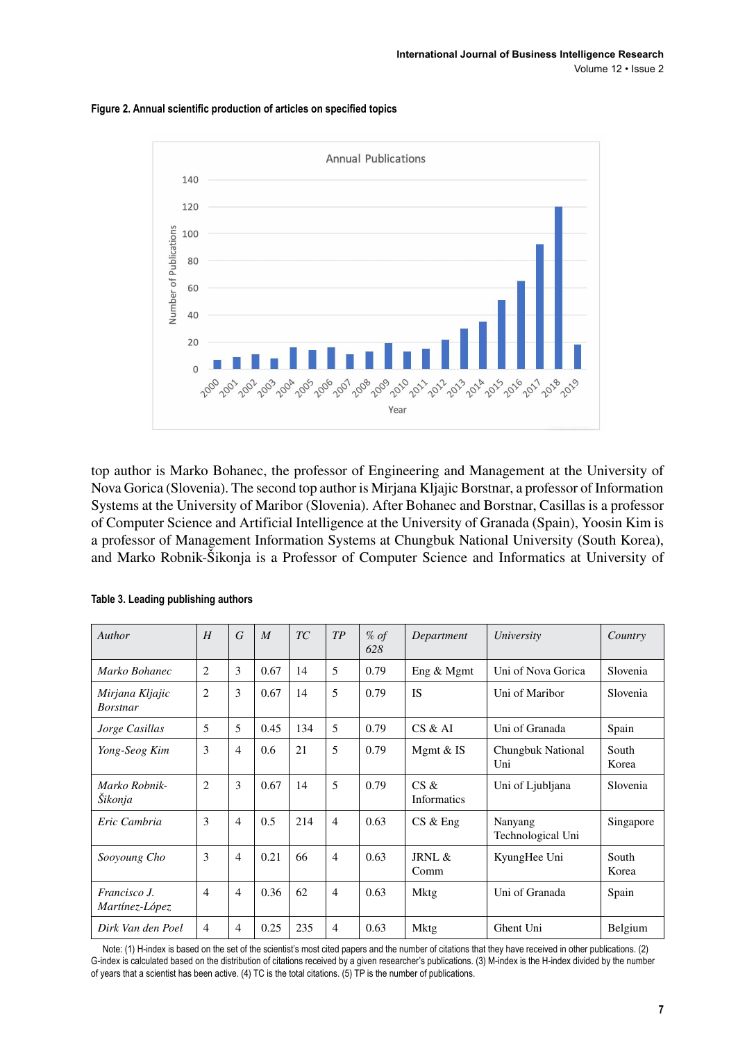**Figure 2. Annual scientific production of articles on specified topics**

top author is Marko Bohanec, the professor of Engineering and Management at the University of Nova Gorica (Slovenia). The second top author is Mirjana Kljajic Borstnar, a professor of Information Systems at the University of Maribor (Slovenia). After Bohanec and Borstnar, Casillas is a professor of Computer Science and Artificial Intelligence at the University of Granada (Spain), Yoosin Kim is a professor of Management Information Systems at Chungbuk National University (South Korea), and Marko Robnik-Šikonja is a Professor of Computer Science and Informatics at University of

**Table 3. Leading publishing authors**

| *Author* | *H* | *G* | *M* | *TC* | *TP* | *% of 628* | *Department* | *University* | *Country* |
|---|---|---|---|---|---|---|---|---|---|
| *Marko Bohanec* | 2 | 3 | 0.67 | 14 | 5 | 0.79 | Eng & Mgmt | Uni of Nova Gorica | Slovenia |
| *Mirjana Kljajic Borstnar* | 2 | 3 | 0.67 | 14 | 5 | 0.79 | IS | Uni of Maribor | Slovenia |
| *Jorge Casillas* | 5 | 5 | 0.45 | 134 | 5 | 0.79 | CS & AI | Uni of Granada | Spain |
| *Yong-Seog Kim* | 3 | 4 | 0.6 | 21 | 5 | 0.79 | Mgmt & IS | Chungbuk National Uni | South Korea |
| *Marko Robnik-Šikonja* | 2 | 3 | 0.67 | 14 | 5 | 0.79 | CS & Informatics | Uni of Ljubljana | Slovenia |
| *Eric Cambria* | 3 | 4 | 0.5 | 214 | 4 | 0.63 | CS & Eng | Nanyang Technological Uni | Singapore |
| *Sooyoung Cho* | 3 | 4 | 0.21 | 66 | 4 | 0.63 | JRNL & Comm | KyungHee Uni | South Korea |
| *Francisco J. Martínez-López* | 4 | 4 | 0.36 | 62 | 4 | 0.63 | Mktg | Uni of Granada | Spain |
| *Dirk Van den Poel* | 4 | 4 | 0.25 | 235 | 4 | 0.63 | Mktg | Ghent Uni | Belgium |

Note: (1) H-index is based on the set of the scientist's most cited papers and the number of citations that they have received in other publications. (2) G-index is calculated based on the distribution of citations received by a given researcher's publications. (3) M-index is the H-index divided by the number of years that a scientist has been active. (4) TC is the total citations. (5) TP is the number of publications.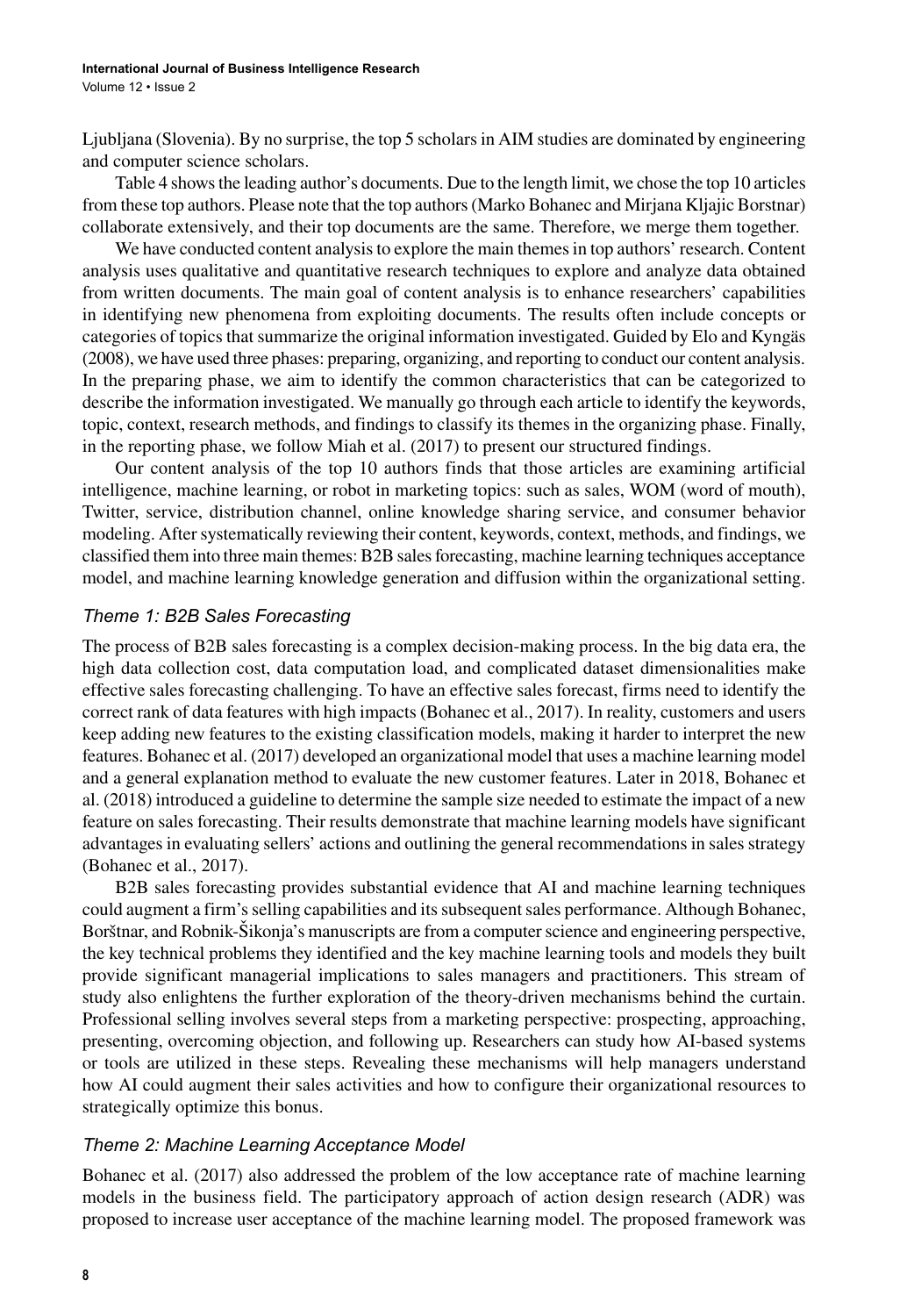Ljubljana (Slovenia). By no surprise, the top 5 scholars in AIM studies are dominated by engineering and computer science scholars.

Table 4 shows the leading author's documents. Due to the length limit, we chose the top 10 articles from these top authors. Please note that the top authors (Marko Bohanec and Mirjana Kljajic Borstnar) collaborate extensively, and their top documents are the same. Therefore, we merge them together.

We have conducted content analysis to explore the main themes in top authors' research. Content analysis uses qualitative and quantitative research techniques to explore and analyze data obtained from written documents. The main goal of content analysis is to enhance researchers' capabilities in identifying new phenomena from exploiting documents. The results often include concepts or categories of topics that summarize the original information investigated. Guided by Elo and Kyngäs (2008), we have used three phases: preparing, organizing, and reporting to conduct our content analysis. In the preparing phase, we aim to identify the common characteristics that can be categorized to describe the information investigated. We manually go through each article to identify the keywords, topic, context, research methods, and findings to classify its themes in the organizing phase. Finally, in the reporting phase, we follow Miah et al. (2017) to present our structured findings.

Our content analysis of the top 10 authors finds that those articles are examining artificial intelligence, machine learning, or robot in marketing topics: such as sales, WOM (word of mouth), Twitter, service, distribution channel, online knowledge sharing service, and consumer behavior modeling. After systematically reviewing their content, keywords, context, methods, and findings, we classified them into three main themes: B2B sales forecasting, machine learning techniques acceptance model, and machine learning knowledge generation and diffusion within the organizational setting.

### *Theme 1: B2B Sales Forecasting*

The process of B2B sales forecasting is a complex decision-making process. In the big data era, the high data collection cost, data computation load, and complicated dataset dimensionalities make effective sales forecasting challenging. To have an effective sales forecast, firms need to identify the correct rank of data features with high impacts (Bohanec et al., 2017). In reality, customers and users keep adding new features to the existing classification models, making it harder to interpret the new features. Bohanec et al. (2017) developed an organizational model that uses a machine learning model and a general explanation method to evaluate the new customer features. Later in 2018, Bohanec et al. (2018) introduced a guideline to determine the sample size needed to estimate the impact of a new feature on sales forecasting. Their results demonstrate that machine learning models have significant advantages in evaluating sellers' actions and outlining the general recommendations in sales strategy (Bohanec et al., 2017).

B2B sales forecasting provides substantial evidence that AI and machine learning techniques could augment a firm's selling capabilities and its subsequent sales performance. Although Bohanec, Borštnar, and Robnik-Šikonja's manuscripts are from a computer science and engineering perspective, the key technical problems they identified and the key machine learning tools and models they built provide significant managerial implications to sales managers and practitioners. This stream of study also enlightens the further exploration of the theory-driven mechanisms behind the curtain. Professional selling involves several steps from a marketing perspective: prospecting, approaching, presenting, overcoming objection, and following up. Researchers can study how AI-based systems or tools are utilized in these steps. Revealing these mechanisms will help managers understand how AI could augment their sales activities and how to configure their organizational resources to strategically optimize this bonus.

### *Theme 2: Machine Learning Acceptance Model*

Bohanec et al. (2017) also addressed the problem of the low acceptance rate of machine learning models in the business field. The participatory approach of action design research (ADR) was proposed to increase user acceptance of the machine learning model. The proposed framework was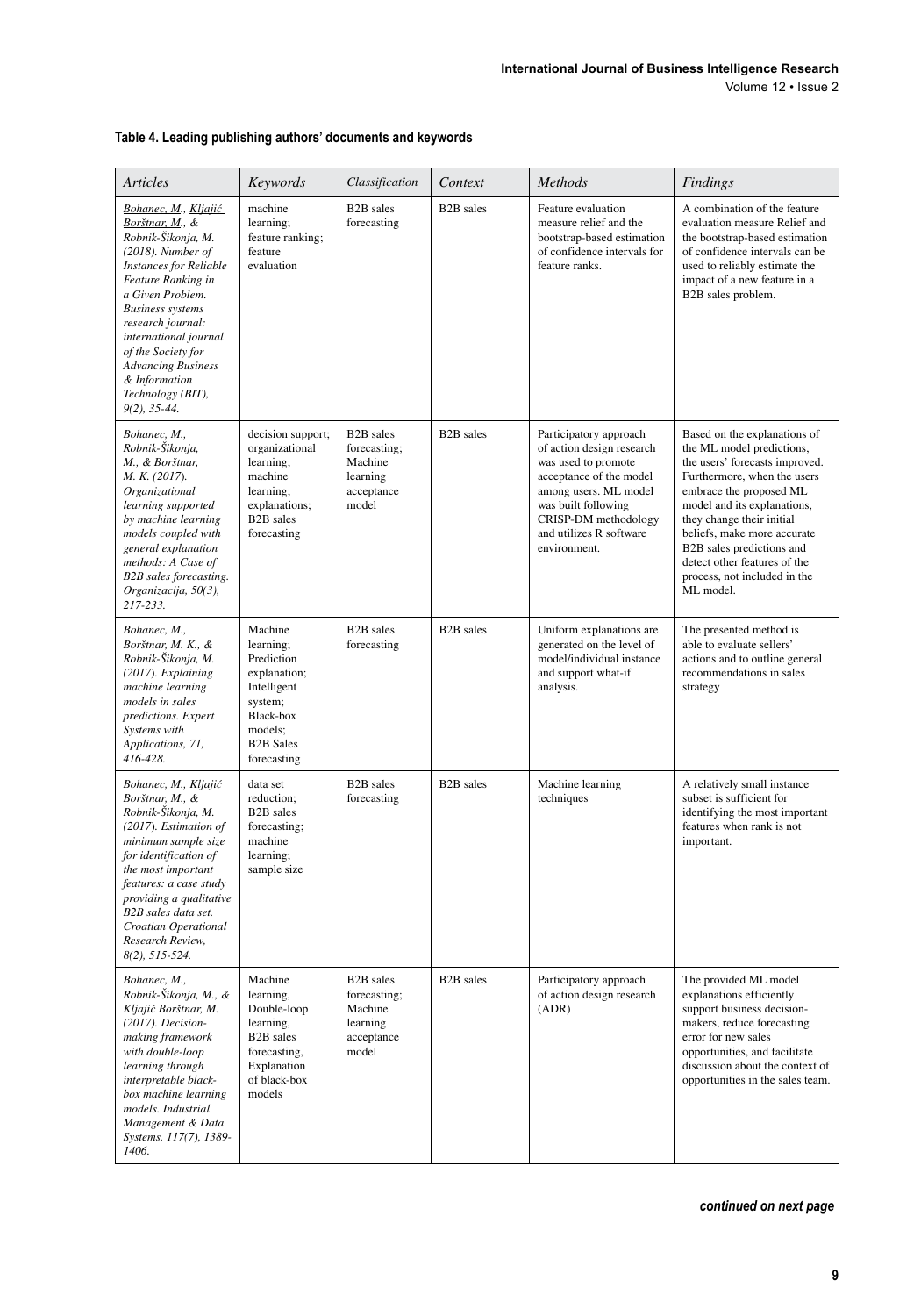**Table 4. Leading publishing authors' documents and keywords**

| *Articles* | *Keywords* | *Classification* | *Context* | *Methods* | *Findings* |
|---|---|---|---|---|---|
| *Bohanec, M., Kljajić Borštnar, M., & Robnik-Šikonja, M. (2018). Number of Instances for Reliable Feature Ranking in a Given Problem. Business systems research journal: international journal of the Society for Advancing Business & Information Technology (BIT), 9(2), 35-44.* | machine learning; feature ranking; feature evaluation | B2B sales forecasting | B2B sales | Feature evaluation measure relief and the bootstrap-based estimation of confidence intervals for feature ranks. | A combination of the feature evaluation measure Relief and the bootstrap-based estimation of confidence intervals can be used to reliably estimate the impact of a new feature in a B2B sales problem. |
| *Bohanec, M., Robnik-Šikonja, M., & Borštnar, M. K. (2017). Organizational learning supported by machine learning models coupled with general explanation methods: A Case of B2B sales forecasting. Organizacija, 50(3), 217-233.* | decision support; organizational learning; machine learning; explanations; B2B sales forecasting | B2B sales forecasting; Machine learning acceptance model | B2B sales | Participatory approach of action design research was used to promote acceptance of the model among users. ML model was built following CRISP-DM methodology and utilizes R software environment. | Based on the explanations of the ML model predictions, the users' forecasts improved. Furthermore, when the users embrace the proposed ML model and its explanations, they change their initial beliefs, make more accurate B2B sales predictions and detect other features of the process, not included in the ML model. |
| *Bohanec, M., Borštnar, M. K., & Robnik-Šikonja, M. (2017). Explaining machine learning models in sales predictions. Expert Systems with Applications, 71, 416-428.* | Machine learning; Prediction explanation; Intelligent system; Black-box models; B2B Sales forecasting | B2B sales forecasting | B2B sales | Uniform explanations are generated on the level of model/individual instance and support what-if analysis. | The presented method is able to evaluate sellers' actions and to outline general recommendations in sales strategy |
| *Bohanec, M., Kljajić Borštnar, M., & Robnik-Šikonja, M. (2017). Estimation of minimum sample size for identification of the most important features: a case study providing a qualitative B2B sales data set. Croatian Operational Research Review, 8(2), 515-524.* | data set reduction; B2B sales forecasting; machine learning; sample size | B2B sales forecasting | B2B sales | Machine learning techniques | A relatively small instance subset is sufficient for identifying the most important features when rank is not important. |
| *Bohanec, M., Robnik-Šikonja, M., & Kljajić Borštnar, M. (2017). Decision-making framework with double-loop learning through interpretable black-box machine learning models. Industrial Management & Data Systems, 117(7), 1389-1406.* | Machine learning, Double-loop learning, B2B sales forecasting, Explanation of black-box models | B2B sales forecasting; Machine learning acceptance model | B2B sales | Participatory approach of action design research (ADR) | The provided ML model explanations efficiently support business decision-makers, reduce forecasting error for new sales opportunities, and facilitate discussion about the context of opportunities in the sales team. |

*continued on next page*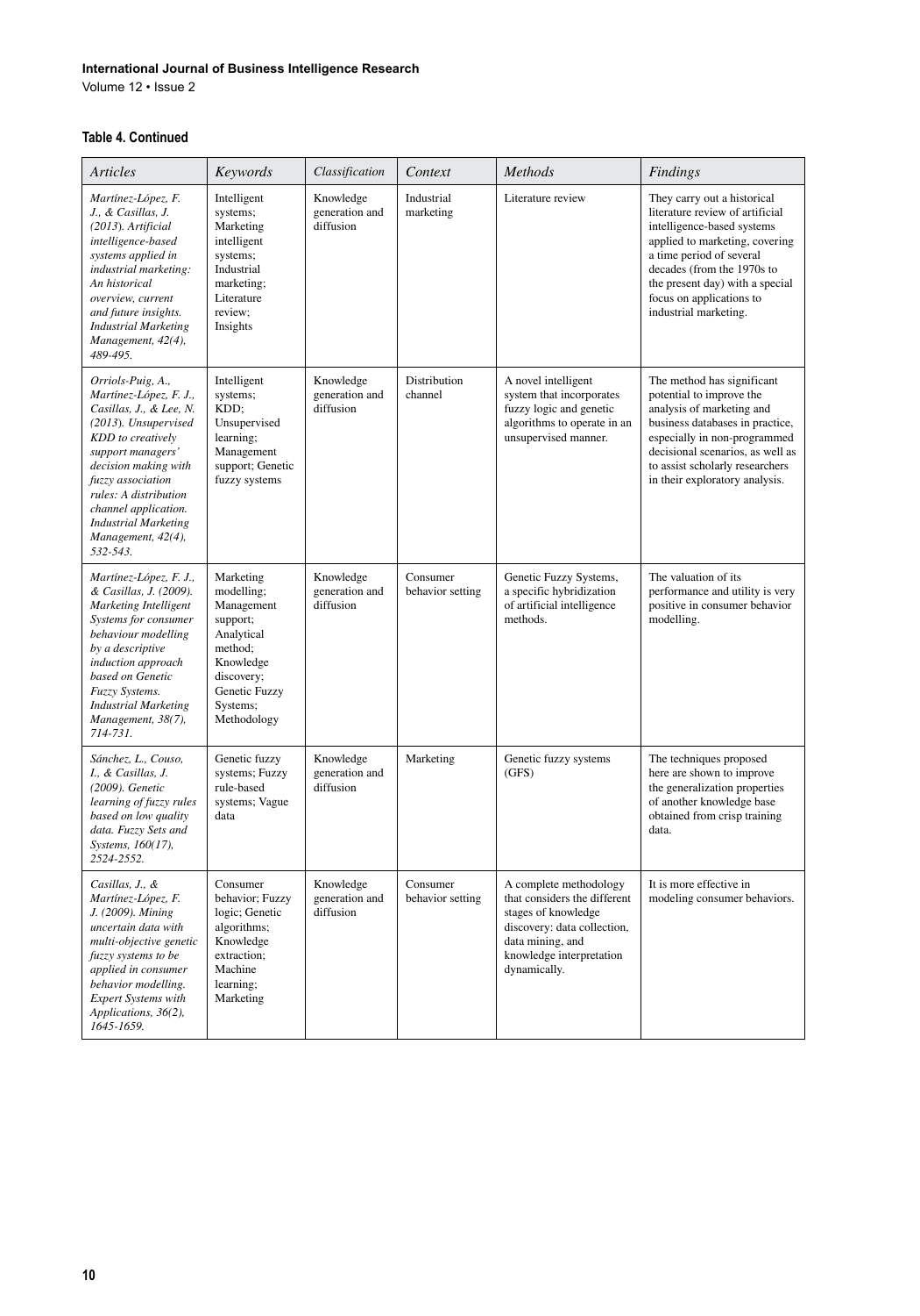**Table 4. Continued**

| *Articles* | *Keywords* | *Classification* | *Context* | *Methods* | *Findings* |
|---|---|---|---|---|---|
| *Martínez-López, F. J., & Casillas, J. (2013). Artificial intelligence-based systems applied in industrial marketing: An historical overview, current and future insights. Industrial Marketing Management, 42(4), 489-495.* | Intelligent systems; Marketing intelligent systems; Industrial marketing; Literature review; Insights | Knowledge generation and diffusion | Industrial marketing | Literature review | They carry out a historical literature review of artificial intelligence-based systems applied to marketing, covering a time period of several decades (from the 1970s to the present day) with a special focus on applications to industrial marketing. |
| *Orriols-Puig, A., Martínez-López, F. J., Casillas, J., & Lee, N. (2013). Unsupervised KDD to creatively support managers' decision making with fuzzy association rules: A distribution channel application. Industrial Marketing Management, 42(4), 532-543.* | Intelligent systems; KDD; Unsupervised learning; Management support; Genetic fuzzy systems | Knowledge generation and diffusion | Distribution channel | A novel intelligent system that incorporates fuzzy logic and genetic algorithms to operate in an unsupervised manner. | The method has significant potential to improve the analysis of marketing and business databases in practice, especially in non-programmed decisional scenarios, as well as to assist scholarly researchers in their exploratory analysis. |
| *Martínez-López, F. J., & Casillas, J. (2009). Marketing Intelligent Systems for consumer behaviour modelling by a descriptive induction approach based on Genetic Fuzzy Systems. Industrial Marketing Management, 38(7), 714-731.* | Marketing modelling; Management support; Analytical method; Knowledge discovery; Genetic Fuzzy Systems; Methodology | Knowledge generation and diffusion | Consumer behavior setting | Genetic Fuzzy Systems, a specific hybridization of artificial intelligence methods. | The valuation of its performance and utility is very positive in consumer behavior modelling. |
| *Sánchez, L., Couso, I., & Casillas, J. (2009). Genetic learning of fuzzy rules based on low quality data. Fuzzy Sets and Systems, 160(17), 2524-2552.* | Genetic fuzzy systems; Fuzzy rule-based systems; Vague data | Knowledge generation and diffusion | Marketing | Genetic fuzzy systems (GFS) | The techniques proposed here are shown to improve the generalization properties of another knowledge base obtained from crisp training data. |
| *Casillas, J., & Martínez-López, F. J. (2009). Mining uncertain data with multi-objective genetic fuzzy systems to be applied in consumer behavior modelling. Expert Systems with Applications, 36(2), 1645-1659.* | Consumer behavior; Fuzzy logic; Genetic algorithms; Knowledge extraction; Machine learning; Marketing | Knowledge generation and diffusion | Consumer behavior setting | A complete methodology that considers the different stages of knowledge discovery: data collection, data mining, and knowledge interpretation dynamically. | It is more effective in modeling consumer behaviors. |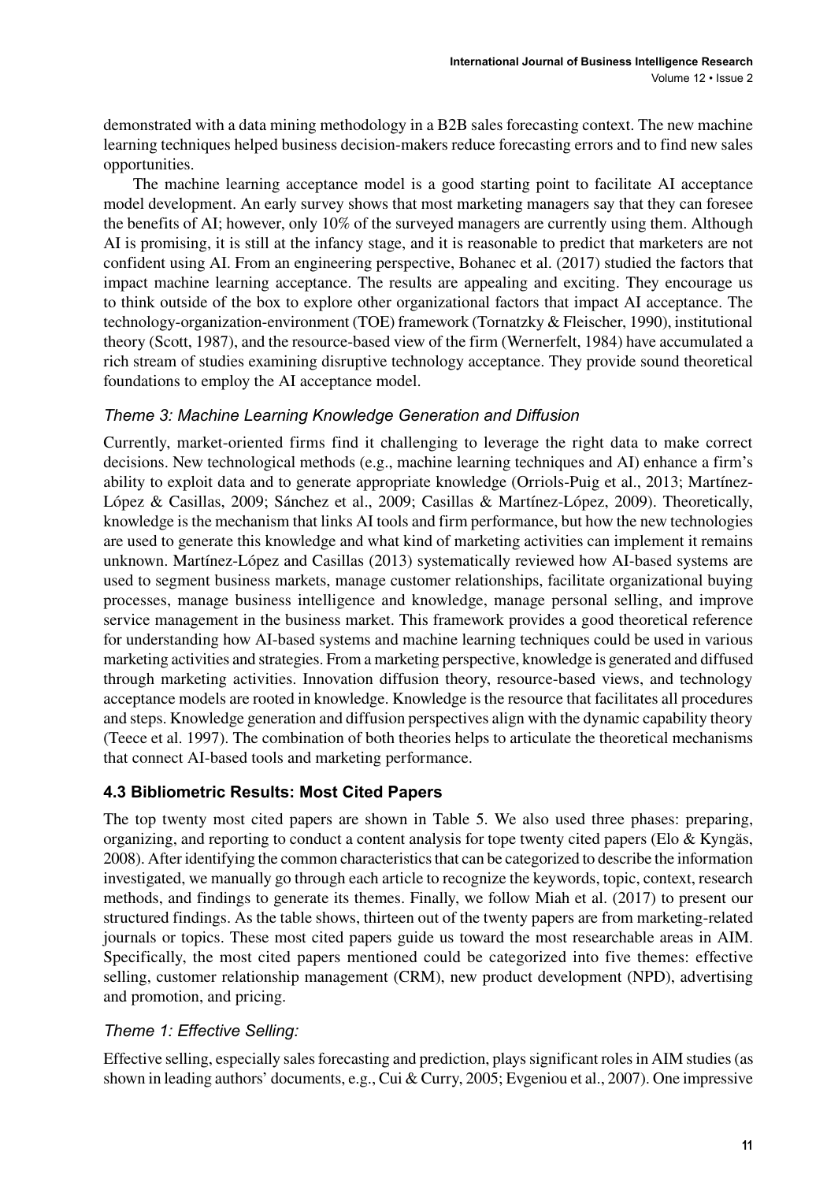demonstrated with a data mining methodology in a B2B sales forecasting context. The new machine learning techniques helped business decision-makers reduce forecasting errors and to find new sales opportunities.

The machine learning acceptance model is a good starting point to facilitate AI acceptance model development. An early survey shows that most marketing managers say that they can foresee the benefits of AI; however, only 10% of the surveyed managers are currently using them. Although AI is promising, it is still at the infancy stage, and it is reasonable to predict that marketers are not confident using AI. From an engineering perspective, Bohanec et al. (2017) studied the factors that impact machine learning acceptance. The results are appealing and exciting. They encourage us to think outside of the box to explore other organizational factors that impact AI acceptance. The technology-organization-environment (TOE) framework (Tornatzky & Fleischer, 1990), institutional theory (Scott, 1987), and the resource-based view of the firm (Wernerfelt, 1984) have accumulated a rich stream of studies examining disruptive technology acceptance. They provide sound theoretical foundations to employ the AI acceptance model.

### *Theme 3: Machine Learning Knowledge Generation and Diffusion*

Currently, market-oriented firms find it challenging to leverage the right data to make correct decisions. New technological methods (e.g., machine learning techniques and AI) enhance a firm's ability to exploit data and to generate appropriate knowledge (Orriols-Puig et al., 2013; Martínez-López & Casillas, 2009; Sánchez et al., 2009; Casillas & Martínez-López, 2009). Theoretically, knowledge is the mechanism that links AI tools and firm performance, but how the new technologies are used to generate this knowledge and what kind of marketing activities can implement it remains unknown. Martínez-López and Casillas (2013) systematically reviewed how AI-based systems are used to segment business markets, manage customer relationships, facilitate organizational buying processes, manage business intelligence and knowledge, manage personal selling, and improve service management in the business market. This framework provides a good theoretical reference for understanding how AI-based systems and machine learning techniques could be used in various marketing activities and strategies. From a marketing perspective, knowledge is generated and diffused through marketing activities. Innovation diffusion theory, resource-based views, and technology acceptance models are rooted in knowledge. Knowledge is the resource that facilitates all procedures and steps. Knowledge generation and diffusion perspectives align with the dynamic capability theory (Teece et al. 1997). The combination of both theories helps to articulate the theoretical mechanisms that connect AI-based tools and marketing performance.

## 4.3 Bibliometric Results: Most Cited Papers

The top twenty most cited papers are shown in Table 5. We also used three phases: preparing, organizing, and reporting to conduct a content analysis for tope twenty cited papers (Elo & Kyngäs, 2008). After identifying the common characteristics that can be categorized to describe the information investigated, we manually go through each article to recognize the keywords, topic, context, research methods, and findings to generate its themes. Finally, we follow Miah et al. (2017) to present our structured findings. As the table shows, thirteen out of the twenty papers are from marketing-related journals or topics. These most cited papers guide us toward the most researchable areas in AIM. Specifically, the most cited papers mentioned could be categorized into five themes: effective selling, customer relationship management (CRM), new product development (NPD), advertising and promotion, and pricing.

### *Theme 1: Effective Selling:*

Effective selling, especially sales forecasting and prediction, plays significant roles in AIM studies (as shown in leading authors' documents, e.g., Cui & Curry, 2005; Evgeniou et al., 2007). One impressive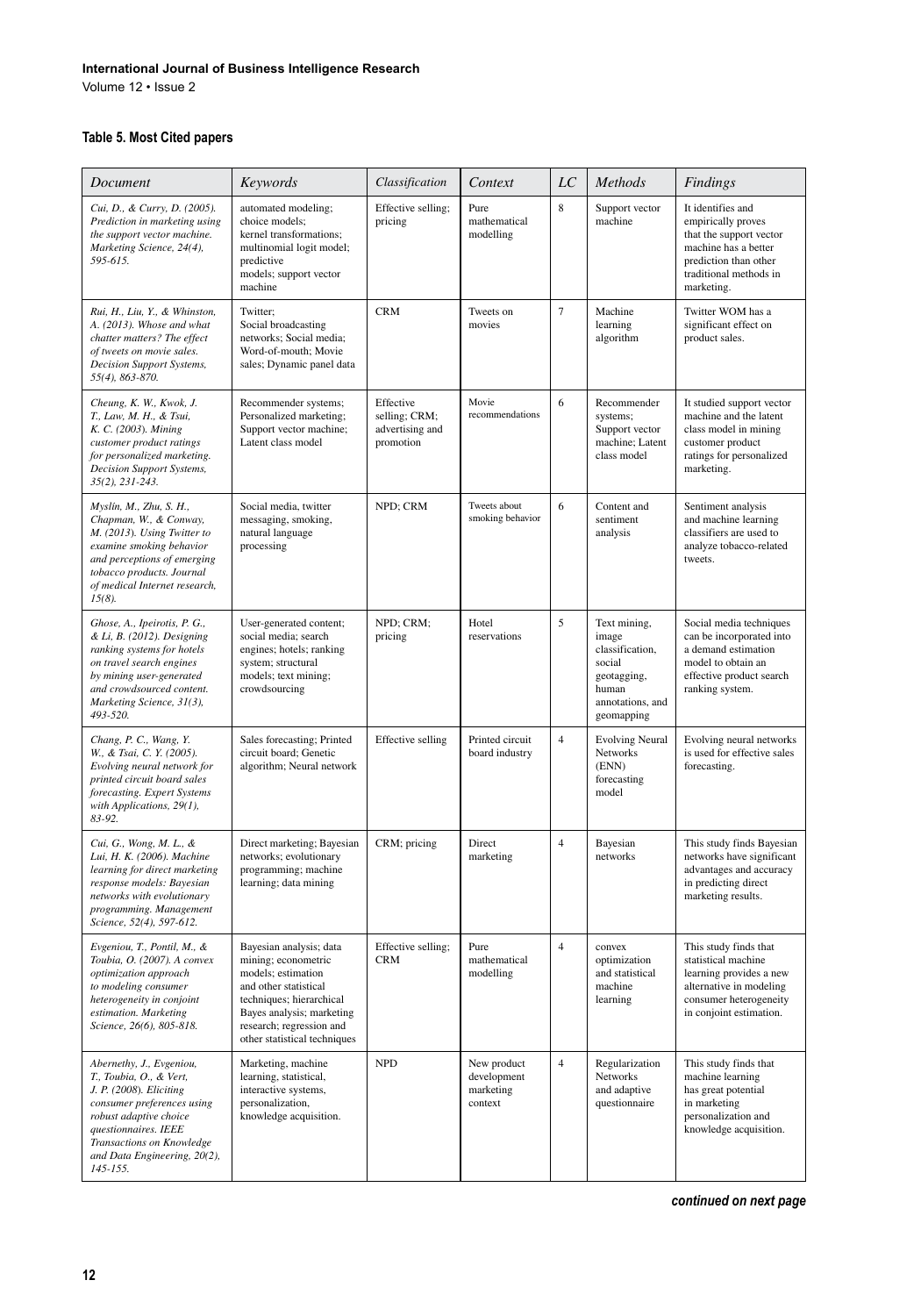### Table 5. Most Cited papers

| *Document* | *Keywords* | *Classification* | *Context* | *LC* | *Methods* | *Findings* |
|---|---|---|---|---|---|---|
| *Cui, D., & Curry, D. (2005). Prediction in marketing using the support vector machine. Marketing Science, 24(4), 595-615.* | automated modeling; choice models; kernel transformations; multinomial logit model; predictive models; support vector machine | Effective selling; pricing | Pure mathematical modelling | 8 | Support vector machine | It identifies and empirically proves that the support vector machine has a better prediction than other traditional methods in marketing. |
| *Rui, H., Liu, Y., & Whinston, A. (2013). Whose and what chatter matters? The effect of tweets on movie sales. Decision Support Systems, 55(4), 863-870.* | Twitter; Social broadcasting networks; Social media; Word-of-mouth; Movie sales; Dynamic panel data | CRM | Tweets on movies | 7 | Machine learning algorithm | Twitter WOM has a significant effect on product sales. |
| *Cheung, K. W., Kwok, J. T., Law, M. H., & Tsui, K. C. (2003). Mining customer product ratings for personalized marketing. Decision Support Systems, 35(2), 231-243.* | Recommender systems; Personalized marketing; Support vector machine; Latent class model | Effective selling; CRM; advertising and promotion | Movie recommendations | 6 | Recommender systems; Support vector machine; Latent class model | It studied support vector machine and the latent class model in mining customer product ratings for personalized marketing. |
| *Myslín, M., Zhu, S. H., Chapman, W., & Conway, M. (2013). Using Twitter to examine smoking behavior and perceptions of emerging tobacco products. Journal of medical Internet research, 15(8).* | Social media, twitter messaging, smoking, natural language processing | NPD; CRM | Tweets about smoking behavior | 6 | Content and sentiment analysis | Sentiment analysis and machine learning classifiers are used to analyze tobacco-related tweets. |
| *Ghose, A., Ipeirotis, P. G., & Li, B. (2012). Designing ranking systems for hotels on travel search engines by mining user-generated and crowdsourced content. Marketing Science, 31(3), 493-520.* | User-generated content; social media; search engines; hotels; ranking system; structural models; text mining; crowdsourcing | NPD; CRM; pricing | Hotel reservations | 5 | Text mining, image classification, social geotagging, human annotations, and geomapping | Social media techniques can be incorporated into a demand estimation model to obtain an effective product search ranking system. |
| *Chang, P. C., Wang, Y. W., & Tsai, C. Y. (2005). Evolving neural network for printed circuit board sales forecasting. Expert Systems with Applications, 29(1), 83-92.* | Sales forecasting; Printed circuit board; Genetic algorithm; Neural network | Effective selling | Printed circuit board industry | 4 | Evolving Neural Networks (ENN) forecasting model | Evolving neural networks is used for effective sales forecasting. |
| *Cui, G., Wong, M. L., & Lui, H. K. (2006). Machine learning for direct marketing response models: Bayesian networks with evolutionary programming. Management Science, 52(4), 597-612.* | Direct marketing; Bayesian networks; evolutionary programming; machine learning; data mining | CRM; pricing | Direct marketing | 4 | Bayesian networks | This study finds Bayesian networks have significant advantages and accuracy in predicting direct marketing results. |
| *Evgeniou, T., Pontil, M., & Toubia, O. (2007). A convex optimization approach to modeling consumer heterogeneity in conjoint estimation. Marketing Science, 26(6), 805-818.* | Bayesian analysis; data mining; econometric models; estimation and other statistical techniques; hierarchical Bayes analysis; marketing research; regression and other statistical techniques | Effective selling; CRM | Pure mathematical modelling | 4 | convex optimization and statistical machine learning | This study finds that statistical machine learning provides a new alternative in modeling consumer heterogeneity in conjoint estimation. |
| *Abernethy, J., Evgeniou, T., Toubia, O., & Vert, J. P. (2008). Eliciting consumer preferences using robust adaptive choice questionnaires. IEEE Transactions on Knowledge and Data Engineering, 20(2), 145-155.* | Marketing, machine learning, statistical, interactive systems, personalization, knowledge acquisition. | NPD | New product development marketing context | 4 | Regularization Networks and adaptive questionnaire | This study finds that machine learning has great potential in marketing personalization and knowledge acquisition. |

***continued on next page***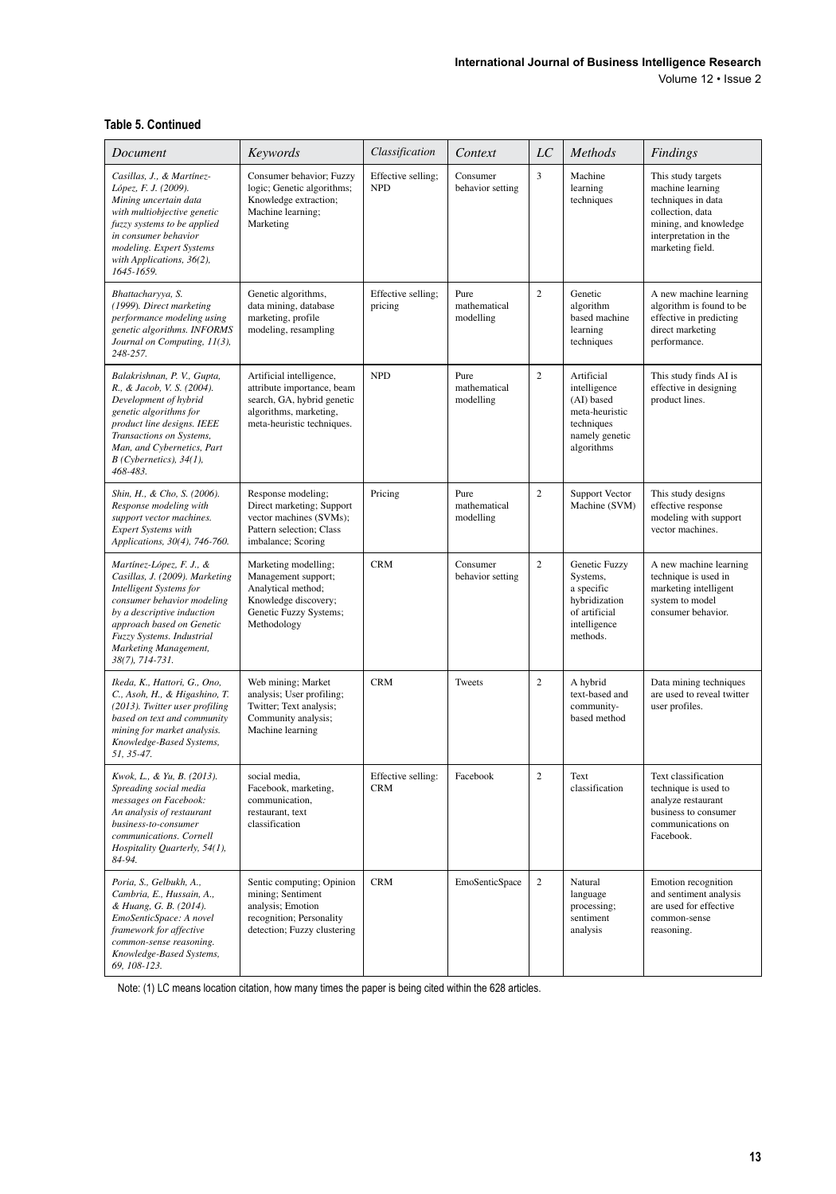**Table 5. Continued**

| *Document* | *Keywords* | *Classification* | *Context* | *LC* | *Methods* | *Findings* |
|---|---|---|---|---|---|---|
| *Casillas, J., & Martínez-López, F. J. (2009). Mining uncertain data with multiobjective genetic fuzzy systems to be applied in consumer behavior modeling. Expert Systems with Applications, 36(2), 1645-1659.* | Consumer behavior; Fuzzy logic; Genetic algorithms; Knowledge extraction; Machine learning; Marketing | Effective selling; NPD | Consumer behavior setting | 3 | Machine learning techniques | This study targets machine learning techniques in data collection, data mining, and knowledge interpretation in the marketing field. |
| *Bhattacharyya, S. (1999). Direct marketing performance modeling using genetic algorithms. INFORMS Journal on Computing, 11(3), 248-257.* | Genetic algorithms, data mining, database marketing, profile modeling, resampling | Effective selling; pricing | Pure mathematical modelling | 2 | Genetic algorithm based machine learning techniques | A new machine learning algorithm is found to be effective in predicting direct marketing performance. |
| *Balakrishnan, P. V., Gupta, R., & Jacob, V. S. (2004). Development of hybrid genetic algorithms for product line designs. IEEE Transactions on Systems, Man, and Cybernetics, Part B (Cybernetics), 34(1), 468-483.* | Artificial intelligence, attribute importance, beam search, GA, hybrid genetic algorithms, marketing, meta-heuristic techniques. | NPD | Pure mathematical modelling | 2 | Artificial intelligence (AI) based meta-heuristic techniques namely genetic algorithms | This study finds AI is effective in designing product lines. |
| *Shin, H., & Cho, S. (2006). Response modeling with support vector machines. Expert Systems with Applications, 30(4), 746-760.* | Response modeling; Direct marketing; Support vector machines (SVMs); Pattern selection; Class imbalance; Scoring | Pricing | Pure mathematical modelling | 2 | Support Vector Machine (SVM) | This study designs effective response modeling with support vector machines. |
| *Martínez-López, F. J., & Casillas, J. (2009). Marketing Intelligent Systems for consumer behavior modeling by a descriptive induction approach based on Genetic Fuzzy Systems. Industrial Marketing Management, 38(7), 714-731.* | Marketing modelling; Management support; Analytical method; Knowledge discovery; Genetic Fuzzy Systems; Methodology | CRM | Consumer behavior setting | 2 | Genetic Fuzzy Systems, a specific hybridization of artificial intelligence methods. | A new machine learning technique is used in marketing intelligent system to model consumer behavior. |
| *Ikeda, K., Hattori, G., Ono, C., Asoh, H., & Higashino, T. (2013). Twitter user profiling based on text and community mining for market analysis. Knowledge-Based Systems, 51, 35-47.* | Web mining; Market analysis; User profiling; Twitter; Text analysis; Community analysis; Machine learning | CRM | Tweets | 2 | A hybrid text-based and community-based method | Data mining techniques are used to reveal twitter user profiles. |
| *Kwok, L., & Yu, B. (2013). Spreading social media messages on Facebook: An analysis of restaurant business-to-consumer communications. Cornell Hospitality Quarterly, 54(1), 84-94.* | social media, Facebook, marketing, communication, restaurant, text classification | Effective selling: CRM | Facebook | 2 | Text classification | Text classification technique is used to analyze restaurant business to consumer communications on Facebook. |
| *Poria, S., Gelbukh, A., Cambria, E., Hussain, A., & Huang, G. B. (2014). EmoSenticSpace: A novel framework for affective common-sense reasoning. Knowledge-Based Systems, 69, 108-123.* | Sentic computing; Opinion mining; Sentiment analysis; Emotion recognition; Personality detection; Fuzzy clustering | CRM | EmoSenticSpace | 2 | Natural language processing; sentiment analysis | Emotion recognition and sentiment analysis are used for effective common-sense reasoning. |

Note: (1) LC means location citation, how many times the paper is being cited within the 628 articles.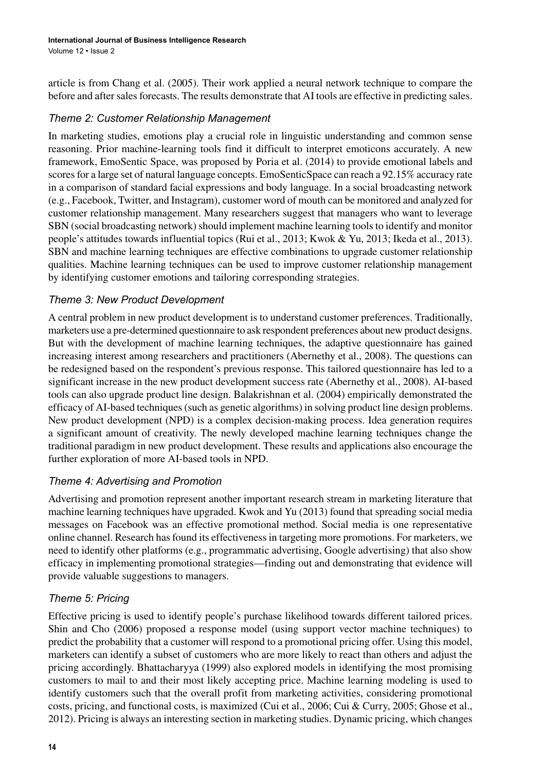article is from Chang et al. (2005). Their work applied a neural network technique to compare the before and after sales forecasts. The results demonstrate that AI tools are effective in predicting sales.

### *Theme 2: Customer Relationship Management*

In marketing studies, emotions play a crucial role in linguistic understanding and common sense reasoning. Prior machine-learning tools find it difficult to interpret emoticons accurately. A new framework, EmoSentic Space, was proposed by Poria et al. (2014) to provide emotional labels and scores for a large set of natural language concepts. EmoSenticSpace can reach a 92.15% accuracy rate in a comparison of standard facial expressions and body language. In a social broadcasting network (e.g., Facebook, Twitter, and Instagram), customer word of mouth can be monitored and analyzed for customer relationship management. Many researchers suggest that managers who want to leverage SBN (social broadcasting network) should implement machine learning tools to identify and monitor people's attitudes towards influential topics (Rui et al., 2013; Kwok & Yu, 2013; Ikeda et al., 2013). SBN and machine learning techniques are effective combinations to upgrade customer relationship qualities. Machine learning techniques can be used to improve customer relationship management by identifying customer emotions and tailoring corresponding strategies.

### *Theme 3: New Product Development*

A central problem in new product development is to understand customer preferences. Traditionally, marketers use a pre-determined questionnaire to ask respondent preferences about new product designs. But with the development of machine learning techniques, the adaptive questionnaire has gained increasing interest among researchers and practitioners (Abernethy et al., 2008). The questions can be redesigned based on the respondent's previous response. This tailored questionnaire has led to a significant increase in the new product development success rate (Abernethy et al., 2008). AI-based tools can also upgrade product line design. Balakrishnan et al. (2004) empirically demonstrated the efficacy of AI-based techniques (such as genetic algorithms) in solving product line design problems. New product development (NPD) is a complex decision-making process. Idea generation requires a significant amount of creativity. The newly developed machine learning techniques change the traditional paradigm in new product development. These results and applications also encourage the further exploration of more AI-based tools in NPD.

### *Theme 4: Advertising and Promotion*

Advertising and promotion represent another important research stream in marketing literature that machine learning techniques have upgraded. Kwok and Yu (2013) found that spreading social media messages on Facebook was an effective promotional method. Social media is one representative online channel. Research has found its effectiveness in targeting more promotions. For marketers, we need to identify other platforms (e.g., programmatic advertising, Google advertising) that also show efficacy in implementing promotional strategies—finding out and demonstrating that evidence will provide valuable suggestions to managers.

### *Theme 5: Pricing*

Effective pricing is used to identify people's purchase likelihood towards different tailored prices. Shin and Cho (2006) proposed a response model (using support vector machine techniques) to predict the probability that a customer will respond to a promotional pricing offer. Using this model, marketers can identify a subset of customers who are more likely to react than others and adjust the pricing accordingly. Bhattacharyya (1999) also explored models in identifying the most promising customers to mail to and their most likely accepting price. Machine learning modeling is used to identify customers such that the overall profit from marketing activities, considering promotional costs, pricing, and functional costs, is maximized (Cui et al., 2006; Cui & Curry, 2005; Ghose et al., 2012). Pricing is always an interesting section in marketing studies. Dynamic pricing, which changes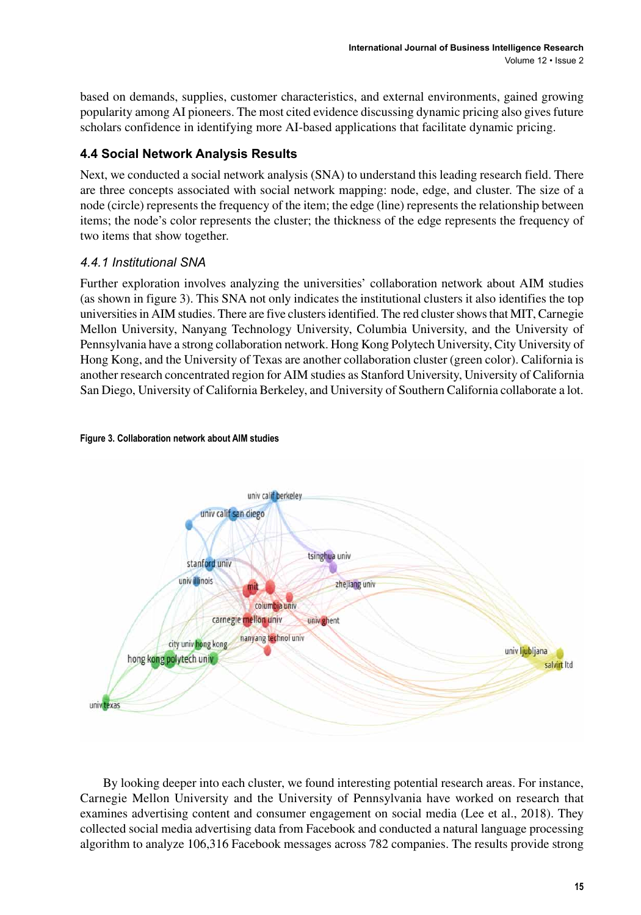based on demands, supplies, customer characteristics, and external environments, gained growing popularity among AI pioneers. The most cited evidence discussing dynamic pricing also gives future scholars confidence in identifying more AI-based applications that facilitate dynamic pricing.

### 4.4 Social Network Analysis Results

Next, we conducted a social network analysis (SNA) to understand this leading research field. There are three concepts associated with social network mapping: node, edge, and cluster. The size of a node (circle) represents the frequency of the item; the edge (line) represents the relationship between items; the node's color represents the cluster; the thickness of the edge represents the frequency of two items that show together.

#### *4.4.1 Institutional SNA*

Further exploration involves analyzing the universities' collaboration network about AIM studies (as shown in figure 3). This SNA not only indicates the institutional clusters it also identifies the top universities in AIM studies. There are five clusters identified. The red cluster shows that MIT, Carnegie Mellon University, Nanyang Technology University, Columbia University, and the University of Pennsylvania have a strong collaboration network. Hong Kong Polytech University, City University of Hong Kong, and the University of Texas are another collaboration cluster (green color). California is another research concentrated region for AIM studies as Stanford University, University of California San Diego, University of California Berkeley, and University of Southern California collaborate a lot.

**Figure 3. Collaboration network about AIM studies**

By looking deeper into each cluster, we found interesting potential research areas. For instance, Carnegie Mellon University and the University of Pennsylvania have worked on research that examines advertising content and consumer engagement on social media (Lee et al., 2018). They collected social media advertising data from Facebook and conducted a natural language processing algorithm to analyze 106,316 Facebook messages across 782 companies. The results provide strong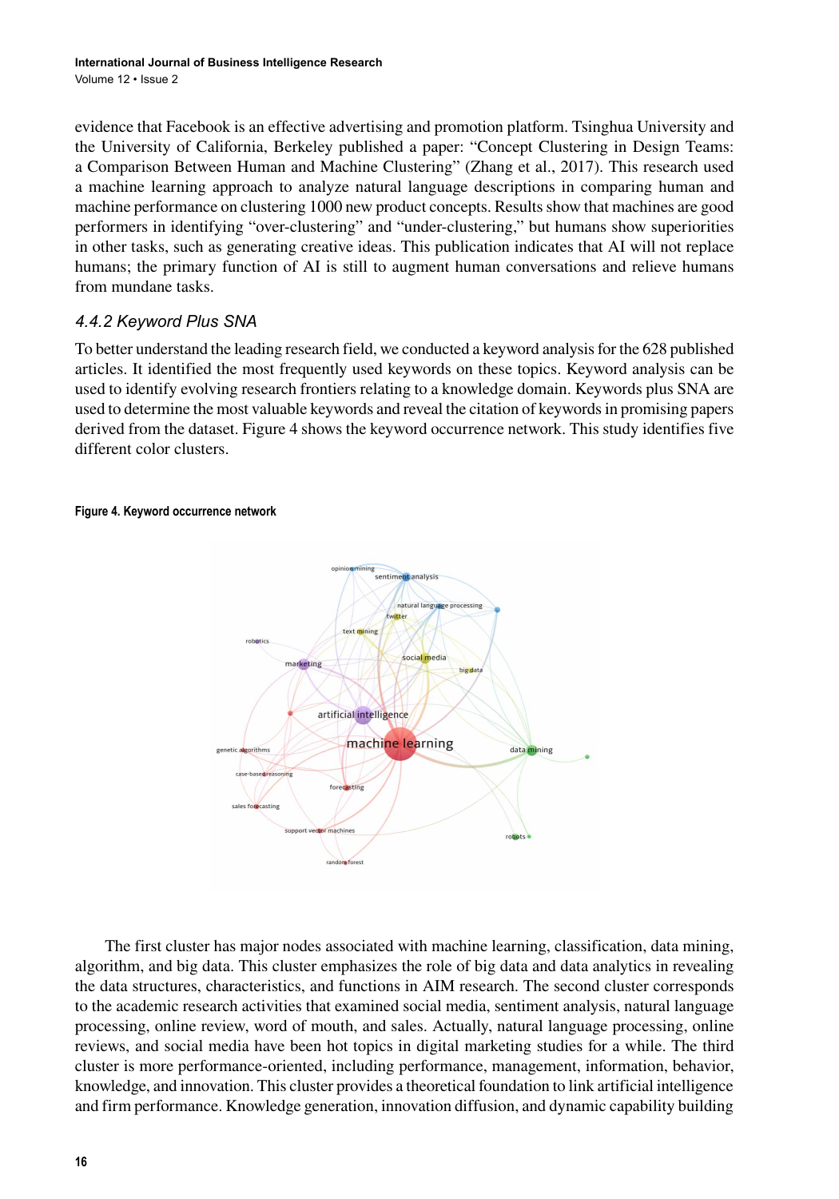evidence that Facebook is an effective advertising and promotion platform. Tsinghua University and the University of California, Berkeley published a paper: "Concept Clustering in Design Teams: a Comparison Between Human and Machine Clustering" (Zhang et al., 2017). This research used a machine learning approach to analyze natural language descriptions in comparing human and machine performance on clustering 1000 new product concepts. Results show that machines are good performers in identifying "over-clustering" and "under-clustering," but humans show superiorities in other tasks, such as generating creative ideas. This publication indicates that AI will not replace humans; the primary function of AI is still to augment human conversations and relieve humans from mundane tasks.

### *4.4.2 Keyword Plus SNA*

To better understand the leading research field, we conducted a keyword analysis for the 628 published articles. It identified the most frequently used keywords on these topics. Keyword analysis can be used to identify evolving research frontiers relating to a knowledge domain. Keywords plus SNA are used to determine the most valuable keywords and reveal the citation of keywords in promising papers derived from the dataset. Figure 4 shows the keyword occurrence network. This study identifies five different color clusters.

**Figure 4. Keyword occurrence network**

The first cluster has major nodes associated with machine learning, classification, data mining, algorithm, and big data. This cluster emphasizes the role of big data and data analytics in revealing the data structures, characteristics, and functions in AIM research. The second cluster corresponds to the academic research activities that examined social media, sentiment analysis, natural language processing, online review, word of mouth, and sales. Actually, natural language processing, online reviews, and social media have been hot topics in digital marketing studies for a while. The third cluster is more performance-oriented, including performance, management, information, behavior, knowledge, and innovation. This cluster provides a theoretical foundation to link artificial intelligence and firm performance. Knowledge generation, innovation diffusion, and dynamic capability building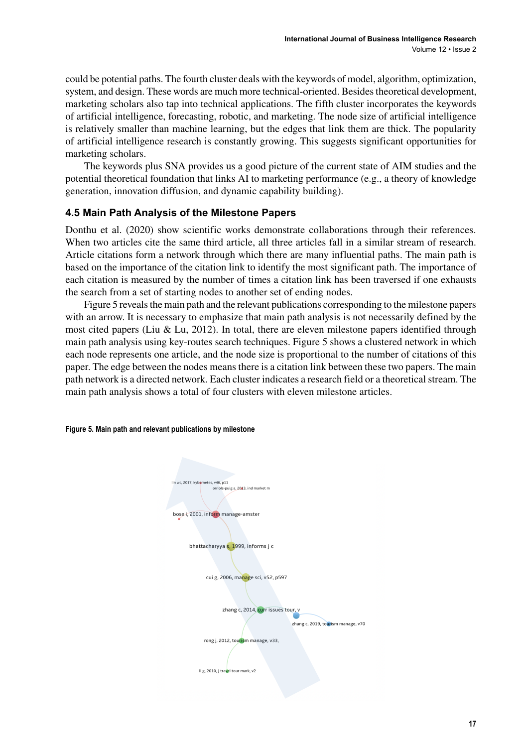could be potential paths. The fourth cluster deals with the keywords of model, algorithm, optimization, system, and design. These words are much more technical-oriented. Besides theoretical development, marketing scholars also tap into technical applications. The fifth cluster incorporates the keywords of artificial intelligence, forecasting, robotic, and marketing. The node size of artificial intelligence is relatively smaller than machine learning, but the edges that link them are thick. The popularity of artificial intelligence research is constantly growing. This suggests significant opportunities for marketing scholars.

The keywords plus SNA provides us a good picture of the current state of AIM studies and the potential theoretical foundation that links AI to marketing performance (e.g., a theory of knowledge generation, innovation diffusion, and dynamic capability building).

### 4.5 Main Path Analysis of the Milestone Papers

Donthu et al. (2020) show scientific works demonstrate collaborations through their references. When two articles cite the same third article, all three articles fall in a similar stream of research. Article citations form a network through which there are many influential paths. The main path is based on the importance of the citation link to identify the most significant path. The importance of each citation is measured by the number of times a citation link has been traversed if one exhausts the search from a set of starting nodes to another set of ending nodes.

Figure 5 reveals the main path and the relevant publications corresponding to the milestone papers with an arrow. It is necessary to emphasize that main path analysis is not necessarily defined by the most cited papers (Liu & Lu, 2012). In total, there are eleven milestone papers identified through main path analysis using key-routes search techniques. Figure 5 shows a clustered network in which each node represents one article, and the node size is proportional to the number of citations of this paper. The edge between the nodes means there is a citation link between these two papers. The main path network is a directed network. Each cluster indicates a research field or a theoretical stream. The main path analysis shows a total of four clusters with eleven milestone articles.

**Figure 5. Main path and relevant publications by milestone**

lin wc, 2017, kybernetes, v46, p11
orriols-puig a, 2013, ind market m
bose i, 2001, inform manage-amster
bhattacharyya s, 1999, informs j c
cui g, 2006, manage sci, v52, p597
zhang c, 2014, curr issues tour, v
zhang c, 2019, tourism manage, v70
rong j, 2012, tourism manage, v33,
li g, 2010, j travel tour mark, v2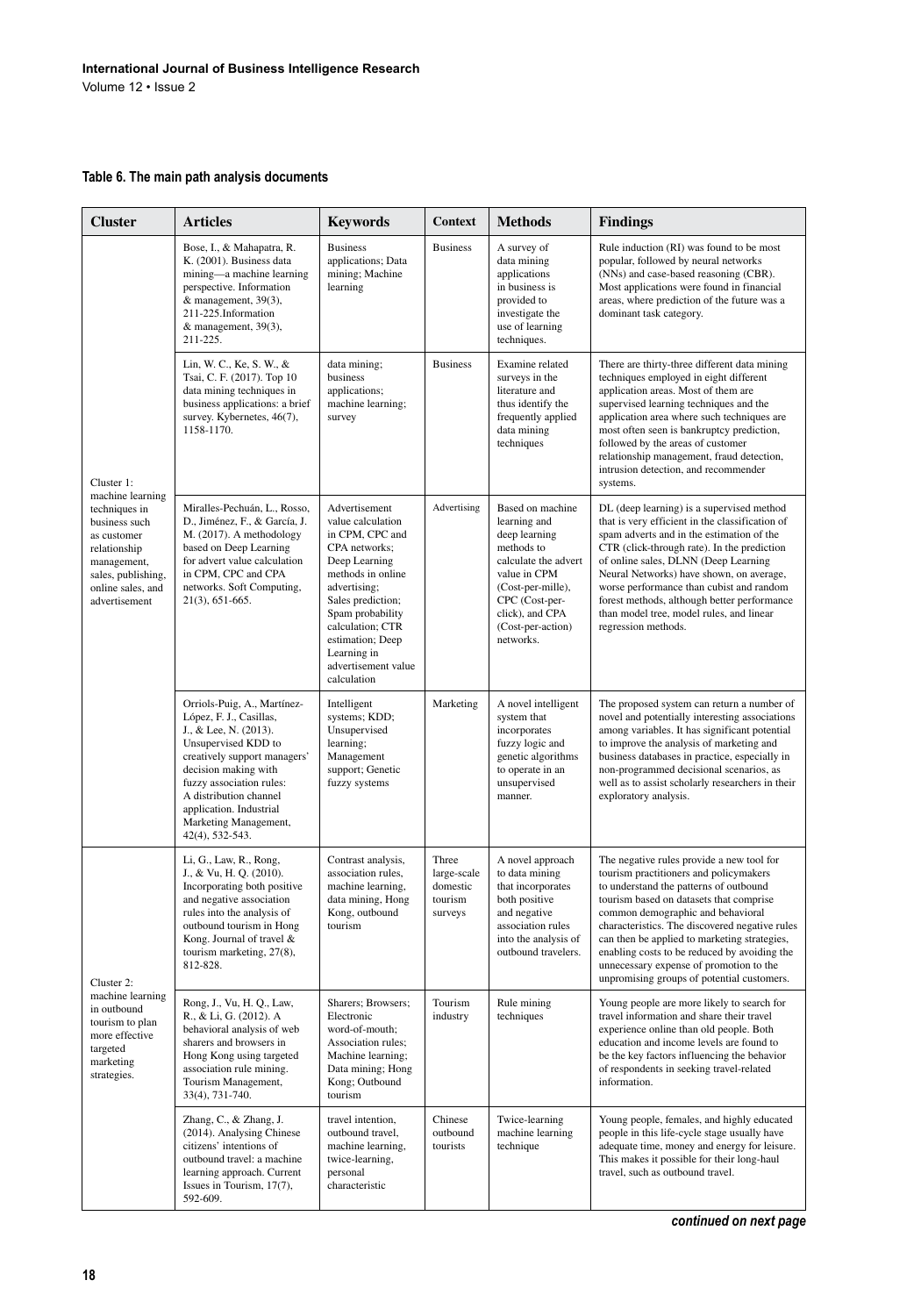**Table 6. The main path analysis documents**

| Cluster | Articles | Keywords | Context | Methods | Findings |
|---|---|---|---|---|---|
| Cluster 1: machine learning techniques in business such as customer relationship management, sales, publishing, online sales, and advertisement | Bose, I., & Mahapatra, R. K. (2001). Business data mining—a machine learning perspective. Information & management, 39(3), 211-225.Information & management, 39(3), 211-225. | Business applications; Data mining; Machine learning | Business | A survey of data mining applications in business is provided to investigate the use of learning techniques. | Rule induction (RI) was found to be most popular, followed by neural networks (NNs) and case-based reasoning (CBR). Most applications were found in financial areas, where prediction of the future was a dominant task category. |
| | Lin, W. C., Ke, S. W., & Tsai, C. F. (2017). Top 10 data mining techniques in business applications: a brief survey. Kybernetes, 46(7), 1158-1170. | data mining; business applications; machine learning; survey | Business | Examine related surveys in the literature and thus identify the frequently applied data mining techniques | There are thirty-three different data mining techniques employed in eight different application areas. Most of them are supervised learning techniques and the application area where such techniques are most often seen is bankruptcy prediction, followed by the areas of customer relationship management, fraud detection, intrusion detection, and recommender systems. |
| | Miralles-Pechuán, L., Rosso, D., Jiménez, F., & García, J. M. (2017). A methodology based on Deep Learning for advert value calculation in CPM, CPC and CPA networks. Soft Computing, 21(3), 651-665. | Advertisement value calculation in CPM, CPC and CPA networks; Deep Learning methods in online advertising; Sales prediction; Spam probability calculation; CTR estimation; Deep Learning in advertisement value calculation | Advertising | Based on machine learning and deep learning methods to calculate the advert value in CPM (Cost-per-mille), CPC (Cost-per-click), and CPA (Cost-per-action) networks. | DL (deep learning) is a supervised method that is very efficient in the classification of spam adverts and in the estimation of the CTR (click-through rate). In the prediction of online sales, DLNN (Deep Learning Neural Networks) have shown, on average, worse performance than cubist and random forest methods, although better performance than model tree, model rules, and linear regression methods. |
| | Orriols-Puig, A., Martínez-López, F. J., Casillas, J., & Lee, N. (2013). Unsupervised KDD to creatively support managers' decision making with fuzzy association rules: A distribution channel application. Industrial Marketing Management, 42(4), 532-543. | Intelligent systems; KDD; Unsupervised learning; Management support; Genetic fuzzy systems | Marketing | A novel intelligent system that incorporates fuzzy logic and genetic algorithms to operate in an unsupervised manner. | The proposed system can return a number of novel and potentially interesting associations among variables. It has significant potential to improve the analysis of marketing and business databases in practice, especially in non-programmed decisional scenarios, as well as to assist scholarly researchers in their exploratory analysis. |
| Cluster 2: machine learning in outbound tourism to plan more effective targeted marketing strategies. | Li, G., Law, R., Rong, J., & Vu, H. Q. (2010). Incorporating both positive and negative association rules into the analysis of outbound tourism in Hong Kong. Journal of travel & tourism marketing, 27(8), 812-828. | Contrast analysis, association rules, machine learning, data mining, Hong Kong, outbound tourism | Three large-scale domestic tourism surveys | A novel approach to data mining that incorporates both positive and negative association rules into the analysis of outbound travelers. | The negative rules provide a new tool for tourism practitioners and policymakers to understand the patterns of outbound tourism based on datasets that comprise common demographic and behavioral characteristics. The discovered negative rules can then be applied to marketing strategies, enabling costs to be reduced by avoiding the unnecessary expense of promotion to the unpromising groups of potential customers. |
| | Rong, J., Vu, H. Q., Law, R., & Li, G. (2012). A behavioral analysis of web sharers and browsers in Hong Kong using targeted association rule mining. Tourism Management, 33(4), 731-740. | Sharers; Browsers; Electronic word-of-mouth; Association rules; Machine learning; Data mining; Hong Kong; Outbound tourism | Tourism industry | Rule mining techniques | Young people are more likely to search for travel information and share their travel experience online than old people. Both education and income levels are found to be the key factors influencing the behavior of respondents in seeking travel-related information. |
| | Zhang, C., & Zhang, J. (2014). Analysing Chinese citizens' intentions of outbound travel: a machine learning approach. Current Issues in Tourism, 17(7), 592-609. | travel intention, outbound travel, machine learning, twice-learning, personal characteristic | Chinese outbound tourists | Twice-learning machine learning technique | Young people, females, and highly educated people in this life-cycle stage usually have adequate time, money and energy for leisure. This makes it possible for their long-haul travel, such as outbound travel. |

*continued on next page*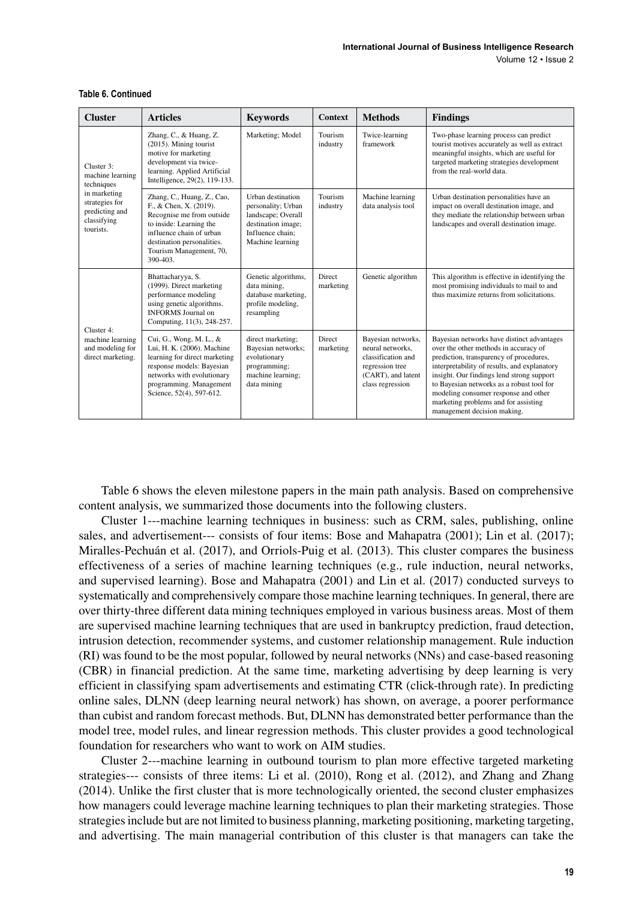**Table 6. Continued**

| Cluster | Articles | Keywords | Context | Methods | Findings |
|---|---|---|---|---|---|
| Cluster 3: machine learning techniques in marketing strategies for predicting and classifying tourists. | Zhang, C., & Huang, Z. (2015). Mining tourist motive for marketing development via twice-learning. Applied Artificial Intelligence, 29(2), 119-133. | Marketing; Model | Tourism industry | Twice-learning framework | Two-phase learning process can predict tourist motives accurately as well as extract meaningful insights, which are useful for targeted marketing strategies development from the real-world data. |
| | Zhang, C., Huang, Z., Cao, F., & Chen, X. (2019). Recognise me from outside to inside: Learning the influence chain of urban destination personalities. Tourism Management, 70, 390-403. | Urban destination personality; Urban landscape; Overall destination image; Influence chain; Machine learning | Tourism industry | Machine learning data analysis tool | Urban destination personalities have an impact on overall destination image, and they mediate the relationship between urban landscapes and overall destination image. |
| Cluster 4: machine learning and modeling for direct marketing. | Bhattacharyya, S. (1999). Direct marketing performance modeling using genetic algorithms. INFORMS Journal on Computing, 11(3), 248-257. | Genetic algorithms, data mining, database marketing, profile modeling, resampling | Direct marketing | Genetic algorithm | This algorithm is effective in identifying the most promising individuals to mail to and thus maximize returns from solicitations. |
| | Cui, G., Wong, M. L., & Lui, H. K. (2006). Machine learning for direct marketing response models: Bayesian networks with evolutionary programming. Management Science, 52(4), 597-612. | direct marketing; Bayesian networks; evolutionary programming; machine learning; data mining | Direct marketing | Bayesian networks, neural networks, classification and regression tree (CART), and latent class regression | Bayesian networks have distinct advantages over the other methods in accuracy of prediction, transparency of procedures, interpretability of results, and explanatory insight. Our findings lend strong support to Bayesian networks as a robust tool for modeling consumer response and other marketing problems and for assisting management decision making. |

Table 6 shows the eleven milestone papers in the main path analysis. Based on comprehensive content analysis, we summarized those documents into the following clusters.

Cluster 1---machine learning techniques in business: such as CRM, sales, publishing, online sales, and advertisement--- consists of four items: Bose and Mahapatra (2001); Lin et al. (2017); Miralles-Pechuán et al. (2017), and Orriols-Puig et al. (2013). This cluster compares the business effectiveness of a series of machine learning techniques (e.g., rule induction, neural networks, and supervised learning). Bose and Mahapatra (2001) and Lin et al. (2017) conducted surveys to systematically and comprehensively compare those machine learning techniques. In general, there are over thirty-three different data mining techniques employed in various business areas. Most of them are supervised machine learning techniques that are used in bankruptcy prediction, fraud detection, intrusion detection, recommender systems, and customer relationship management. Rule induction (RI) was found to be the most popular, followed by neural networks (NNs) and case-based reasoning (CBR) in financial prediction. At the same time, marketing advertising by deep learning is very efficient in classifying spam advertisements and estimating CTR (click-through rate). In predicting online sales, DLNN (deep learning neural network) has shown, on average, a poorer performance than cubist and random forecast methods. But, DLNN has demonstrated better performance than the model tree, model rules, and linear regression methods. This cluster provides a good technological foundation for researchers who want to work on AIM studies.

Cluster 2---machine learning in outbound tourism to plan more effective targeted marketing strategies--- consists of three items: Li et al. (2010), Rong et al. (2012), and Zhang and Zhang (2014). Unlike the first cluster that is more technologically oriented, the second cluster emphasizes how managers could leverage machine learning techniques to plan their marketing strategies. Those strategies include but are not limited to business planning, marketing positioning, marketing targeting, and advertising. The main managerial contribution of this cluster is that managers can take the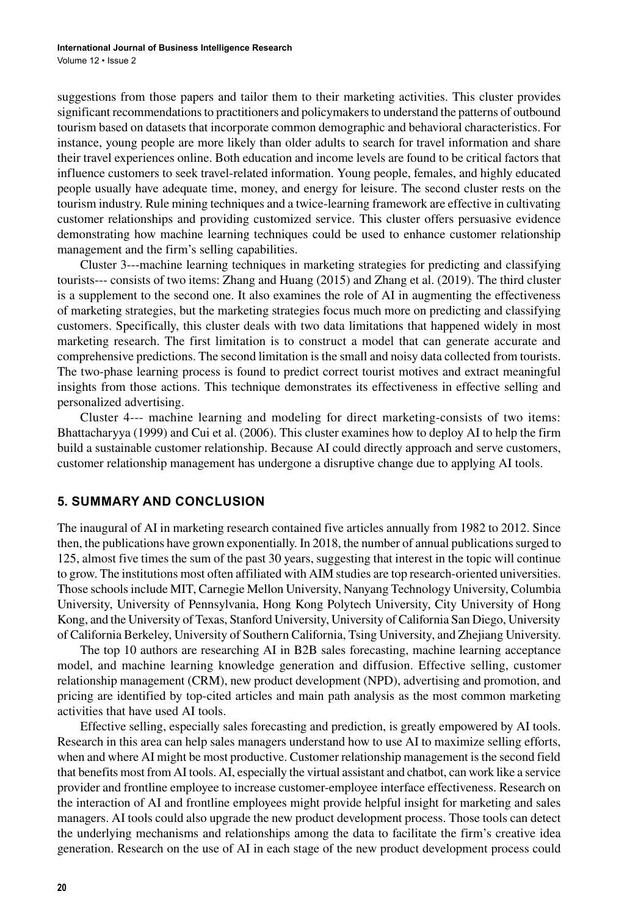suggestions from those papers and tailor them to their marketing activities. This cluster provides significant recommendations to practitioners and policymakers to understand the patterns of outbound tourism based on datasets that incorporate common demographic and behavioral characteristics. For instance, young people are more likely than older adults to search for travel information and share their travel experiences online. Both education and income levels are found to be critical factors that influence customers to seek travel-related information. Young people, females, and highly educated people usually have adequate time, money, and energy for leisure. The second cluster rests on the tourism industry. Rule mining techniques and a twice-learning framework are effective in cultivating customer relationships and providing customized service. This cluster offers persuasive evidence demonstrating how machine learning techniques could be used to enhance customer relationship management and the firm's selling capabilities.

Cluster 3---machine learning techniques in marketing strategies for predicting and classifying tourists--- consists of two items: Zhang and Huang (2015) and Zhang et al. (2019). The third cluster is a supplement to the second one. It also examines the role of AI in augmenting the effectiveness of marketing strategies, but the marketing strategies focus much more on predicting and classifying customers. Specifically, this cluster deals with two data limitations that happened widely in most marketing research. The first limitation is to construct a model that can generate accurate and comprehensive predictions. The second limitation is the small and noisy data collected from tourists. The two-phase learning process is found to predict correct tourist motives and extract meaningful insights from those actions. This technique demonstrates its effectiveness in effective selling and personalized advertising.

Cluster 4--- machine learning and modeling for direct marketing-consists of two items: Bhattacharyya (1999) and Cui et al. (2006). This cluster examines how to deploy AI to help the firm build a sustainable customer relationship. Because AI could directly approach and serve customers, customer relationship management has undergone a disruptive change due to applying AI tools.

## 5. SUMMARY AND CONCLUSION

The inaugural of AI in marketing research contained five articles annually from 1982 to 2012. Since then, the publications have grown exponentially. In 2018, the number of annual publications surged to 125, almost five times the sum of the past 30 years, suggesting that interest in the topic will continue to grow. The institutions most often affiliated with AIM studies are top research-oriented universities. Those schools include MIT, Carnegie Mellon University, Nanyang Technology University, Columbia University, University of Pennsylvania, Hong Kong Polytech University, City University of Hong Kong, and the University of Texas, Stanford University, University of California San Diego, University of California Berkeley, University of Southern California, Tsing University, and Zhejiang University.

The top 10 authors are researching AI in B2B sales forecasting, machine learning acceptance model, and machine learning knowledge generation and diffusion. Effective selling, customer relationship management (CRM), new product development (NPD), advertising and promotion, and pricing are identified by top-cited articles and main path analysis as the most common marketing activities that have used AI tools.

Effective selling, especially sales forecasting and prediction, is greatly empowered by AI tools. Research in this area can help sales managers understand how to use AI to maximize selling efforts, when and where AI might be most productive. Customer relationship management is the second field that benefits most from AI tools. AI, especially the virtual assistant and chatbot, can work like a service provider and frontline employee to increase customer-employee interface effectiveness. Research on the interaction of AI and frontline employees might provide helpful insight for marketing and sales managers. AI tools could also upgrade the new product development process. Those tools can detect the underlying mechanisms and relationships among the data to facilitate the firm's creative idea generation. Research on the use of AI in each stage of the new product development process could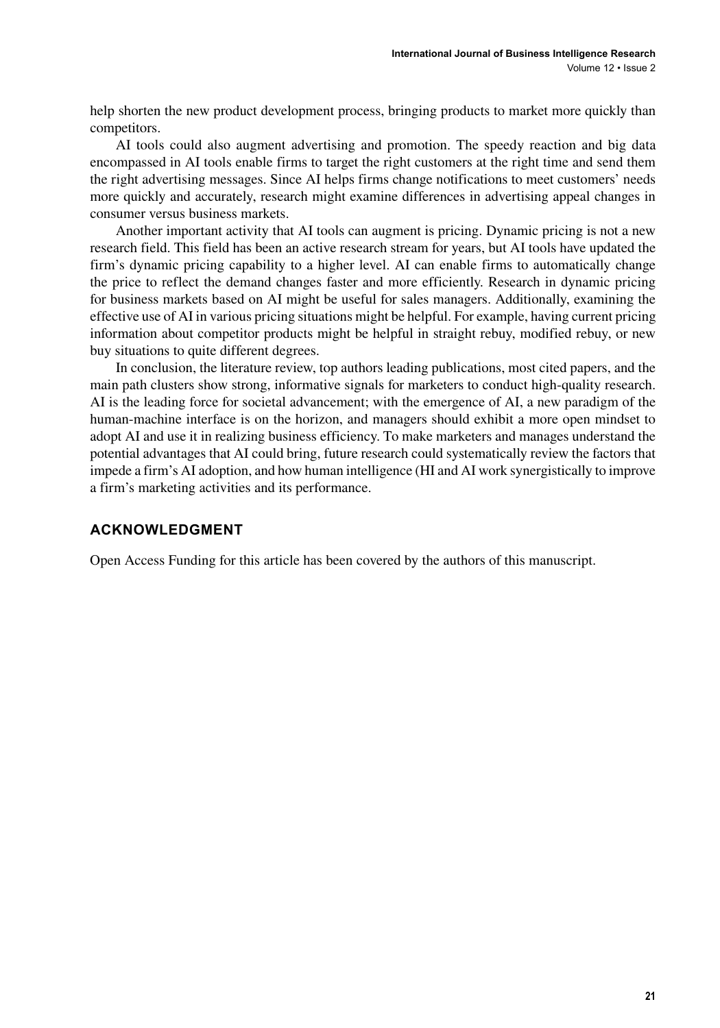help shorten the new product development process, bringing products to market more quickly than competitors.

AI tools could also augment advertising and promotion. The speedy reaction and big data encompassed in AI tools enable firms to target the right customers at the right time and send them the right advertising messages. Since AI helps firms change notifications to meet customers' needs more quickly and accurately, research might examine differences in advertising appeal changes in consumer versus business markets.

Another important activity that AI tools can augment is pricing. Dynamic pricing is not a new research field. This field has been an active research stream for years, but AI tools have updated the firm's dynamic pricing capability to a higher level. AI can enable firms to automatically change the price to reflect the demand changes faster and more efficiently. Research in dynamic pricing for business markets based on AI might be useful for sales managers. Additionally, examining the effective use of AI in various pricing situations might be helpful. For example, having current pricing information about competitor products might be helpful in straight rebuy, modified rebuy, or new buy situations to quite different degrees.

In conclusion, the literature review, top authors leading publications, most cited papers, and the main path clusters show strong, informative signals for marketers to conduct high-quality research. AI is the leading force for societal advancement; with the emergence of AI, a new paradigm of the human-machine interface is on the horizon, and managers should exhibit a more open mindset to adopt AI and use it in realizing business efficiency. To make marketers and manages understand the potential advantages that AI could bring, future research could systematically review the factors that impede a firm's AI adoption, and how human intelligence (HI and AI work synergistically to improve a firm's marketing activities and its performance.

## ACKNOWLEDGMENT

Open Access Funding for this article has been covered by the authors of this manuscript.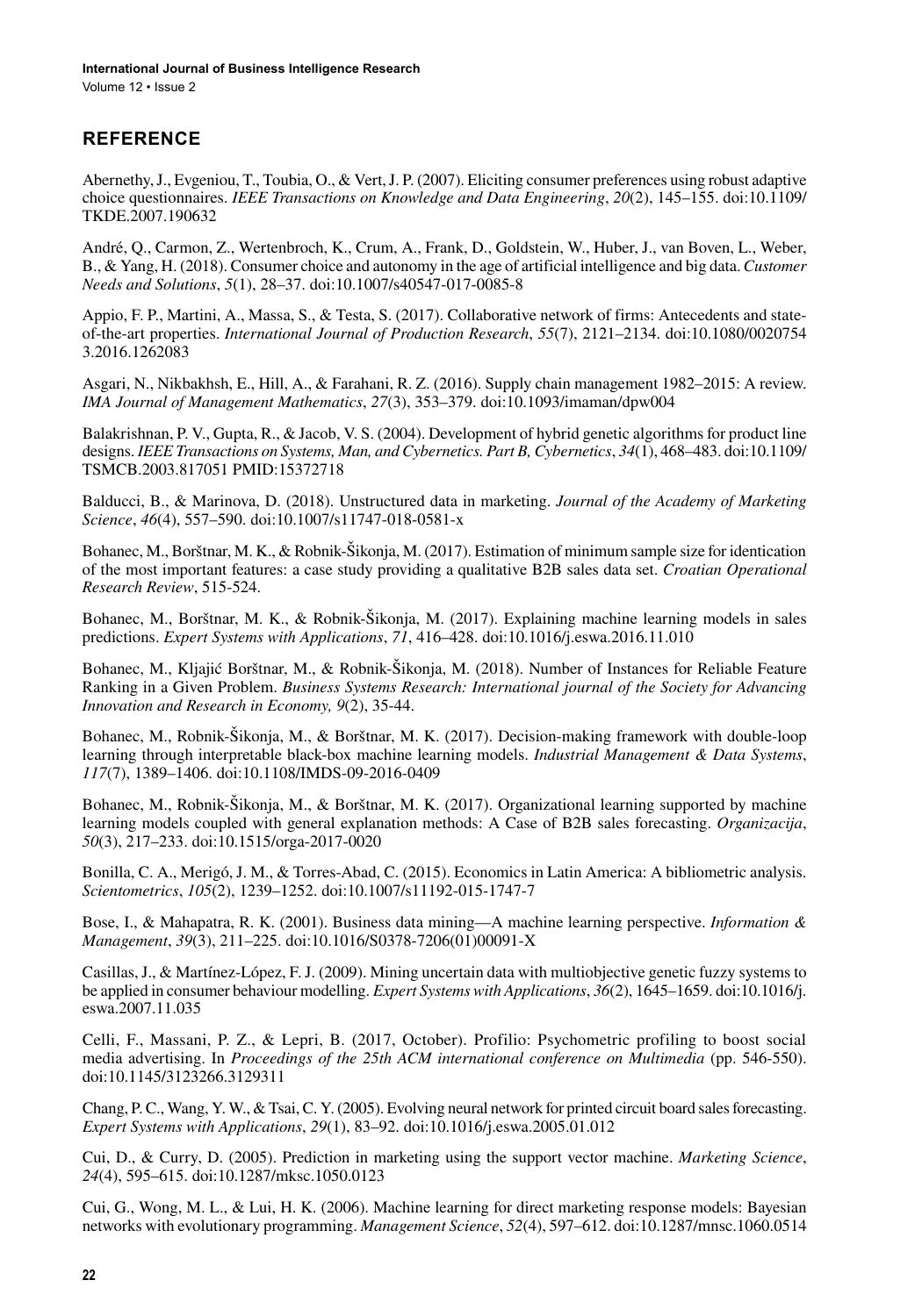## REFERENCE

Abernethy, J., Evgeniou, T., Toubia, O., & Vert, J. P. (2007). Eliciting consumer preferences using robust adaptive choice questionnaires. *IEEE Transactions on Knowledge and Data Engineering*, *20*(2), 145–155. doi:10.1109/TKDE.2007.190632

André, Q., Carmon, Z., Wertenbroch, K., Crum, A., Frank, D., Goldstein, W., Huber, J., van Boven, L., Weber, B., & Yang, H. (2018). Consumer choice and autonomy in the age of artificial intelligence and big data. *Customer Needs and Solutions*, *5*(1), 28–37. doi:10.1007/s40547-017-0085-8

Appio, F. P., Martini, A., Massa, S., & Testa, S. (2017). Collaborative network of firms: Antecedents and state-of-the-art properties. *International Journal of Production Research*, *55*(7), 2121–2134. doi:10.1080/00207543.2016.1262083

Asgari, N., Nikbakhsh, E., Hill, A., & Farahani, R. Z. (2016). Supply chain management 1982–2015: A review. *IMA Journal of Management Mathematics*, *27*(3), 353–379. doi:10.1093/imaman/dpw004

Balakrishnan, P. V., Gupta, R., & Jacob, V. S. (2004). Development of hybrid genetic algorithms for product line designs. *IEEE Transactions on Systems, Man, and Cybernetics. Part B, Cybernetics*, *34*(1), 468–483. doi:10.1109/TSMCB.2003.817051 PMID:15372718

Balducci, B., & Marinova, D. (2018). Unstructured data in marketing. *Journal of the Academy of Marketing Science*, *46*(4), 557–590. doi:10.1007/s11747-018-0581-x

Bohanec, M., Borštnar, M. K., & Robnik-Šikonja, M. (2017). Estimation of minimum sample size for identication of the most important features: a case study providing a qualitative B2B sales data set. *Croatian Operational Research Review*, 515-524.

Bohanec, M., Borštnar, M. K., & Robnik-Šikonja, M. (2017). Explaining machine learning models in sales predictions. *Expert Systems with Applications*, *71*, 416–428. doi:10.1016/j.eswa.2016.11.010

Bohanec, M., Kljajić Borštnar, M., & Robnik-Šikonja, M. (2018). Number of Instances for Reliable Feature Ranking in a Given Problem. *Business Systems Research: International journal of the Society for Advancing Innovation and Research in Economy, 9*(2), 35-44.

Bohanec, M., Robnik-Šikonja, M., & Borštnar, M. K. (2017). Decision-making framework with double-loop learning through interpretable black-box machine learning models. *Industrial Management & Data Systems*, *117*(7), 1389–1406. doi:10.1108/IMDS-09-2016-0409

Bohanec, M., Robnik-Šikonja, M., & Borštnar, M. K. (2017). Organizational learning supported by machine learning models coupled with general explanation methods: A Case of B2B sales forecasting. *Organizacija*, *50*(3), 217–233. doi:10.1515/orga-2017-0020

Bonilla, C. A., Merigó, J. M., & Torres-Abad, C. (2015). Economics in Latin America: A bibliometric analysis. *Scientometrics*, *105*(2), 1239–1252. doi:10.1007/s11192-015-1747-7

Bose, I., & Mahapatra, R. K. (2001). Business data mining—A machine learning perspective. *Information & Management*, *39*(3), 211–225. doi:10.1016/S0378-7206(01)00091-X

Casillas, J., & Martínez-López, F. J. (2009). Mining uncertain data with multiobjective genetic fuzzy systems to be applied in consumer behaviour modelling. *Expert Systems with Applications*, *36*(2), 1645–1659. doi:10.1016/j.eswa.2007.11.035

Celli, F., Massani, P. Z., & Lepri, B. (2017, October). Profilio: Psychometric profiling to boost social media advertising. In *Proceedings of the 25th ACM international conference on Multimedia* (pp. 546-550). doi:10.1145/3123266.3129311

Chang, P. C., Wang, Y. W., & Tsai, C. Y. (2005). Evolving neural network for printed circuit board sales forecasting. *Expert Systems with Applications*, *29*(1), 83–92. doi:10.1016/j.eswa.2005.01.012

Cui, D., & Curry, D. (2005). Prediction in marketing using the support vector machine. *Marketing Science*, *24*(4), 595–615. doi:10.1287/mksc.1050.0123

Cui, G., Wong, M. L., & Lui, H. K. (2006). Machine learning for direct marketing response models: Bayesian networks with evolutionary programming. *Management Science*, *52*(4), 597–612. doi:10.1287/mnsc.1060.0514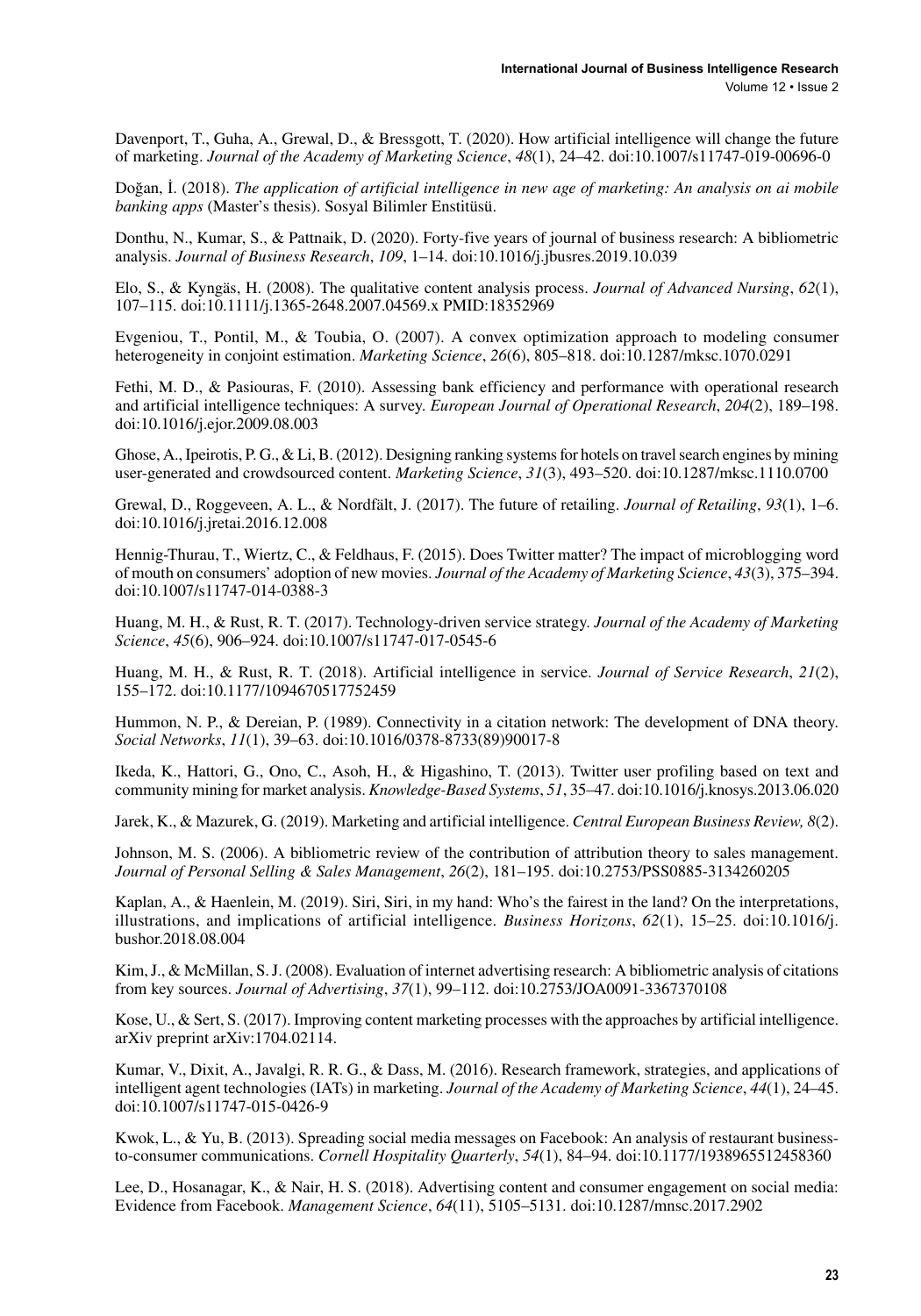Davenport, T., Guha, A., Grewal, D., & Bressgott, T. (2020). How artificial intelligence will change the future of marketing. *Journal of the Academy of Marketing Science*, *48*(1), 24–42. doi:10.1007/s11747-019-00696-0

Doğan, İ. (2018). *The application of artificial intelligence in new age of marketing: An analysis on ai mobile banking apps* (Master's thesis). Sosyal Bilimler Enstitüsü.

Donthu, N., Kumar, S., & Pattnaik, D. (2020). Forty-five years of journal of business research: A bibliometric analysis. *Journal of Business Research*, *109*, 1–14. doi:10.1016/j.jbusres.2019.10.039

Elo, S., & Kyngäs, H. (2008). The qualitative content analysis process. *Journal of Advanced Nursing*, *62*(1), 107–115. doi:10.1111/j.1365-2648.2007.04569.x PMID:18352969

Evgeniou, T., Pontil, M., & Toubia, O. (2007). A convex optimization approach to modeling consumer heterogeneity in conjoint estimation. *Marketing Science*, *26*(6), 805–818. doi:10.1287/mksc.1070.0291

Fethi, M. D., & Pasiouras, F. (2010). Assessing bank efficiency and performance with operational research and artificial intelligence techniques: A survey. *European Journal of Operational Research*, *204*(2), 189–198. doi:10.1016/j.ejor.2009.08.003

Ghose, A., Ipeirotis, P. G., & Li, B. (2012). Designing ranking systems for hotels on travel search engines by mining user-generated and crowdsourced content. *Marketing Science*, *31*(3), 493–520. doi:10.1287/mksc.1110.0700

Grewal, D., Roggeveen, A. L., & Nordfält, J. (2017). The future of retailing. *Journal of Retailing*, *93*(1), 1–6. doi:10.1016/j.jretai.2016.12.008

Hennig-Thurau, T., Wiertz, C., & Feldhaus, F. (2015). Does Twitter matter? The impact of microblogging word of mouth on consumers' adoption of new movies. *Journal of the Academy of Marketing Science*, *43*(3), 375–394. doi:10.1007/s11747-014-0388-3

Huang, M. H., & Rust, R. T. (2017). Technology-driven service strategy. *Journal of the Academy of Marketing Science*, *45*(6), 906–924. doi:10.1007/s11747-017-0545-6

Huang, M. H., & Rust, R. T. (2018). Artificial intelligence in service. *Journal of Service Research*, *21*(2), 155–172. doi:10.1177/1094670517752459

Hummon, N. P., & Dereian, P. (1989). Connectivity in a citation network: The development of DNA theory. *Social Networks*, *11*(1), 39–63. doi:10.1016/0378-8733(89)90017-8

Ikeda, K., Hattori, G., Ono, C., Asoh, H., & Higashino, T. (2013). Twitter user profiling based on text and community mining for market analysis. *Knowledge-Based Systems*, *51*, 35–47. doi:10.1016/j.knosys.2013.06.020

Jarek, K., & Mazurek, G. (2019). Marketing and artificial intelligence. *Central European Business Review, 8*(2).

Johnson, M. S. (2006). A bibliometric review of the contribution of attribution theory to sales management. *Journal of Personal Selling & Sales Management*, *26*(2), 181–195. doi:10.2753/PSS0885-3134260205

Kaplan, A., & Haenlein, M. (2019). Siri, Siri, in my hand: Who's the fairest in the land? On the interpretations, illustrations, and implications of artificial intelligence. *Business Horizons*, *62*(1), 15–25. doi:10.1016/j.bushor.2018.08.004

Kim, J., & McMillan, S. J. (2008). Evaluation of internet advertising research: A bibliometric analysis of citations from key sources. *Journal of Advertising*, *37*(1), 99–112. doi:10.2753/JOA0091-3367370108

Kose, U., & Sert, S. (2017). Improving content marketing processes with the approaches by artificial intelligence. arXiv preprint arXiv:1704.02114.

Kumar, V., Dixit, A., Javalgi, R. R. G., & Dass, M. (2016). Research framework, strategies, and applications of intelligent agent technologies (IATs) in marketing. *Journal of the Academy of Marketing Science*, *44*(1), 24–45. doi:10.1007/s11747-015-0426-9

Kwok, L., & Yu, B. (2013). Spreading social media messages on Facebook: An analysis of restaurant business-to-consumer communications. *Cornell Hospitality Quarterly*, *54*(1), 84–94. doi:10.1177/1938965512458360

Lee, D., Hosanagar, K., & Nair, H. S. (2018). Advertising content and consumer engagement on social media: Evidence from Facebook. *Management Science*, *64*(11), 5105–5131. doi:10.1287/mnsc.2017.2902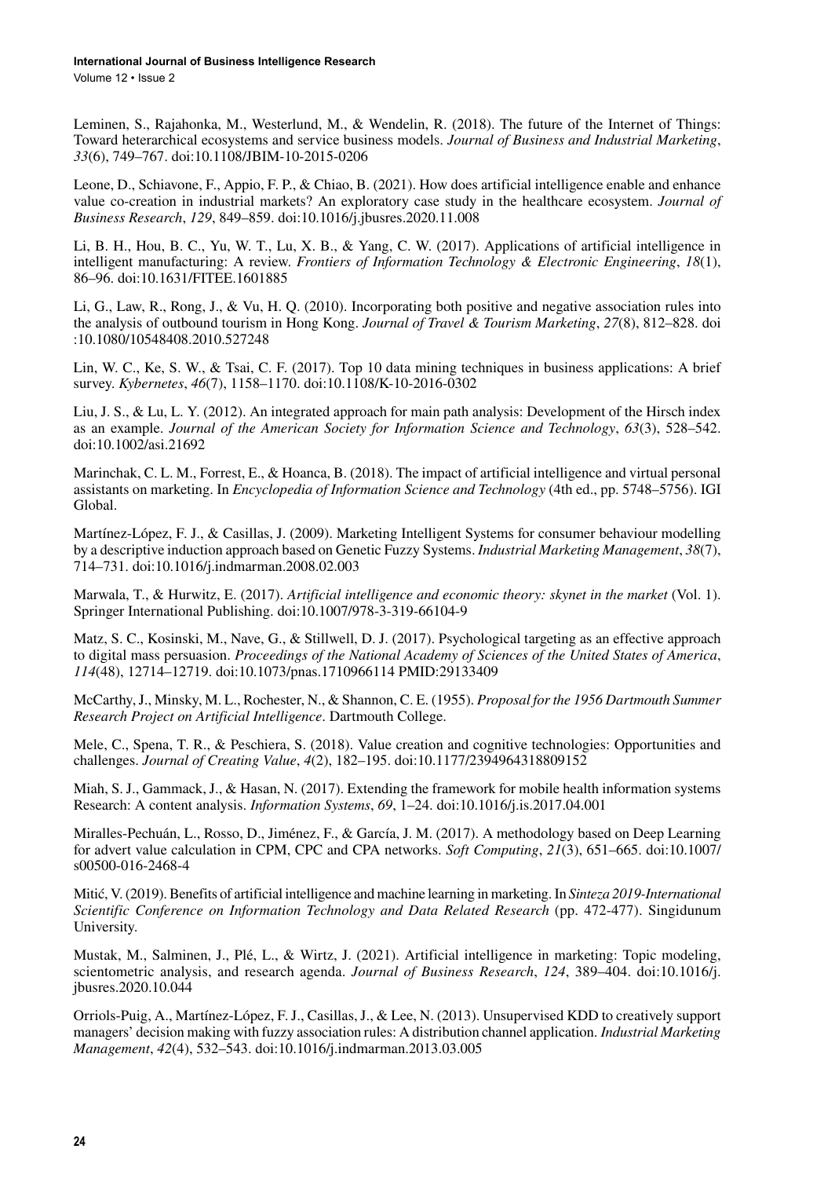Leminen, S., Rajahonka, M., Westerlund, M., & Wendelin, R. (2018). The future of the Internet of Things: Toward heterarchical ecosystems and service business models. *Journal of Business and Industrial Marketing*, *33*(6), 749–767. doi:10.1108/JBIM-10-2015-0206

Leone, D., Schiavone, F., Appio, F. P., & Chiao, B. (2021). How does artificial intelligence enable and enhance value co-creation in industrial markets? An exploratory case study in the healthcare ecosystem. *Journal of Business Research*, *129*, 849–859. doi:10.1016/j.jbusres.2020.11.008

Li, B. H., Hou, B. C., Yu, W. T., Lu, X. B., & Yang, C. W. (2017). Applications of artificial intelligence in intelligent manufacturing: A review. *Frontiers of Information Technology & Electronic Engineering*, *18*(1), 86–96. doi:10.1631/FITEE.1601885

Li, G., Law, R., Rong, J., & Vu, H. Q. (2010). Incorporating both positive and negative association rules into the analysis of outbound tourism in Hong Kong. *Journal of Travel & Tourism Marketing*, *27*(8), 812–828. doi:10.1080/10548408.2010.527248

Lin, W. C., Ke, S. W., & Tsai, C. F. (2017). Top 10 data mining techniques in business applications: A brief survey. *Kybernetes*, *46*(7), 1158–1170. doi:10.1108/K-10-2016-0302

Liu, J. S., & Lu, L. Y. (2012). An integrated approach for main path analysis: Development of the Hirsch index as an example. *Journal of the American Society for Information Science and Technology*, *63*(3), 528–542. doi:10.1002/asi.21692

Marinchak, C. L. M., Forrest, E., & Hoanca, B. (2018). The impact of artificial intelligence and virtual personal assistants on marketing. In *Encyclopedia of Information Science and Technology* (4th ed., pp. 5748–5756). IGI Global.

Martínez-López, F. J., & Casillas, J. (2009). Marketing Intelligent Systems for consumer behaviour modelling by a descriptive induction approach based on Genetic Fuzzy Systems. *Industrial Marketing Management*, *38*(7), 714–731. doi:10.1016/j.indmarman.2008.02.003

Marwala, T., & Hurwitz, E. (2017). *Artificial intelligence and economic theory: skynet in the market* (Vol. 1). Springer International Publishing. doi:10.1007/978-3-319-66104-9

Matz, S. C., Kosinski, M., Nave, G., & Stillwell, D. J. (2017). Psychological targeting as an effective approach to digital mass persuasion. *Proceedings of the National Academy of Sciences of the United States of America*, *114*(48), 12714–12719. doi:10.1073/pnas.1710966114 PMID:29133409

McCarthy, J., Minsky, M. L., Rochester, N., & Shannon, C. E. (1955). *Proposal for the 1956 Dartmouth Summer Research Project on Artificial Intelligence*. Dartmouth College.

Mele, C., Spena, T. R., & Peschiera, S. (2018). Value creation and cognitive technologies: Opportunities and challenges. *Journal of Creating Value*, *4*(2), 182–195. doi:10.1177/2394964318809152

Miah, S. J., Gammack, J., & Hasan, N. (2017). Extending the framework for mobile health information systems Research: A content analysis. *Information Systems*, *69*, 1–24. doi:10.1016/j.is.2017.04.001

Miralles-Pechuán, L., Rosso, D., Jiménez, F., & García, J. M. (2017). A methodology based on Deep Learning for advert value calculation in CPM, CPC and CPA networks. *Soft Computing*, *21*(3), 651–665. doi:10.1007/s00500-016-2468-4

Mitić, V. (2019). Benefits of artificial intelligence and machine learning in marketing. In *Sinteza 2019-International Scientific Conference on Information Technology and Data Related Research* (pp. 472-477). Singidunum University.

Mustak, M., Salminen, J., Plé, L., & Wirtz, J. (2021). Artificial intelligence in marketing: Topic modeling, scientometric analysis, and research agenda. *Journal of Business Research*, *124*, 389–404. doi:10.1016/j.jbusres.2020.10.044

Orriols-Puig, A., Martínez-López, F. J., Casillas, J., & Lee, N. (2013). Unsupervised KDD to creatively support managers' decision making with fuzzy association rules: A distribution channel application. *Industrial Marketing Management*, *42*(4), 532–543. doi:10.1016/j.indmarman.2013.03.005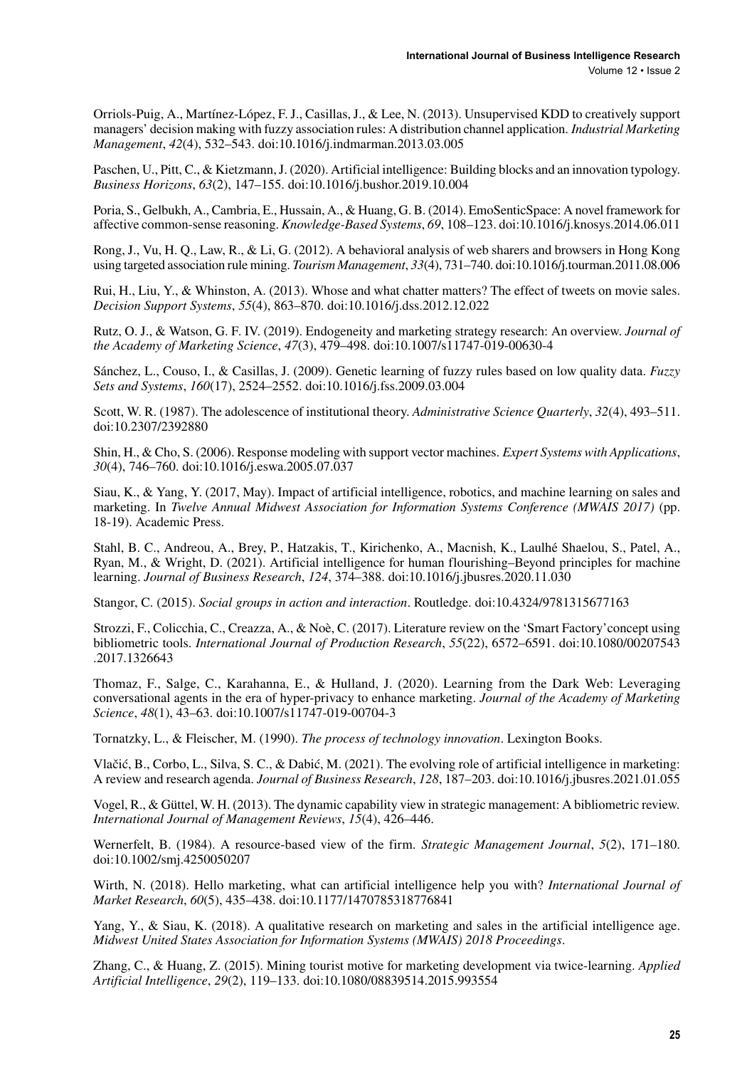Orriols-Puig, A., Martínez-López, F. J., Casillas, J., & Lee, N. (2013). Unsupervised KDD to creatively support managers' decision making with fuzzy association rules: A distribution channel application. *Industrial Marketing Management*, *42*(4), 532–543. doi:10.1016/j.indmarman.2013.03.005

Paschen, U., Pitt, C., & Kietzmann, J. (2020). Artificial intelligence: Building blocks and an innovation typology. *Business Horizons*, *63*(2), 147–155. doi:10.1016/j.bushor.2019.10.004

Poria, S., Gelbukh, A., Cambria, E., Hussain, A., & Huang, G. B. (2014). EmoSenticSpace: A novel framework for affective common-sense reasoning. *Knowledge-Based Systems*, *69*, 108–123. doi:10.1016/j.knosys.2014.06.011

Rong, J., Vu, H. Q., Law, R., & Li, G. (2012). A behavioral analysis of web sharers and browsers in Hong Kong using targeted association rule mining. *Tourism Management*, *33*(4), 731–740. doi:10.1016/j.tourman.2011.08.006

Rui, H., Liu, Y., & Whinston, A. (2013). Whose and what chatter matters? The effect of tweets on movie sales. *Decision Support Systems*, *55*(4), 863–870. doi:10.1016/j.dss.2012.12.022

Rutz, O. J., & Watson, G. F. IV. (2019). Endogeneity and marketing strategy research: An overview. *Journal of the Academy of Marketing Science*, *47*(3), 479–498. doi:10.1007/s11747-019-00630-4

Sánchez, L., Couso, I., & Casillas, J. (2009). Genetic learning of fuzzy rules based on low quality data. *Fuzzy Sets and Systems*, *160*(17), 2524–2552. doi:10.1016/j.fss.2009.03.004

Scott, W. R. (1987). The adolescence of institutional theory. *Administrative Science Quarterly*, *32*(4), 493–511. doi:10.2307/2392880

Shin, H., & Cho, S. (2006). Response modeling with support vector machines. *Expert Systems with Applications*, *30*(4), 746–760. doi:10.1016/j.eswa.2005.07.037

Siau, K., & Yang, Y. (2017, May). Impact of artificial intelligence, robotics, and machine learning on sales and marketing. In *Twelve Annual Midwest Association for Information Systems Conference (MWAIS 2017)* (pp. 18-19). Academic Press.

Stahl, B. C., Andreou, A., Brey, P., Hatzakis, T., Kirichenko, A., Macnish, K., Laulhé Shaelou, S., Patel, A., Ryan, M., & Wright, D. (2021). Artificial intelligence for human flourishing–Beyond principles for machine learning. *Journal of Business Research*, *124*, 374–388. doi:10.1016/j.jbusres.2020.11.030

Stangor, C. (2015). *Social groups in action and interaction*. Routledge. doi:10.4324/9781315677163

Strozzi, F., Colicchia, C., Creazza, A., & Noè, C. (2017). Literature review on the 'Smart Factory' concept using bibliometric tools. *International Journal of Production Research*, *55*(22), 6572–6591. doi:10.1080/00207543.2017.1326643

Thomaz, F., Salge, C., Karahanna, E., & Hulland, J. (2020). Learning from the Dark Web: Leveraging conversational agents in the era of hyper-privacy to enhance marketing. *Journal of the Academy of Marketing Science*, *48*(1), 43–63. doi:10.1007/s11747-019-00704-3

Tornatzky, L., & Fleischer, M. (1990). *The process of technology innovation*. Lexington Books.

Vlačić, B., Corbo, L., Silva, S. C., & Dabić, M. (2021). The evolving role of artificial intelligence in marketing: A review and research agenda. *Journal of Business Research*, *128*, 187–203. doi:10.1016/j.jbusres.2021.01.055

Vogel, R., & Güttel, W. H. (2013). The dynamic capability view in strategic management: A bibliometric review. *International Journal of Management Reviews*, *15*(4), 426–446.

Wernerfelt, B. (1984). A resource-based view of the firm. *Strategic Management Journal*, *5*(2), 171–180. doi:10.1002/smj.4250050207

Wirth, N. (2018). Hello marketing, what can artificial intelligence help you with? *International Journal of Market Research*, *60*(5), 435–438. doi:10.1177/1470785318776841

Yang, Y., & Siau, K. (2018). A qualitative research on marketing and sales in the artificial intelligence age. *Midwest United States Association for Information Systems (MWAIS) 2018 Proceedings*.

Zhang, C., & Huang, Z. (2015). Mining tourist motive for marketing development via twice-learning. *Applied Artificial Intelligence*, *29*(2), 119–133. doi:10.1080/08839514.2015.993554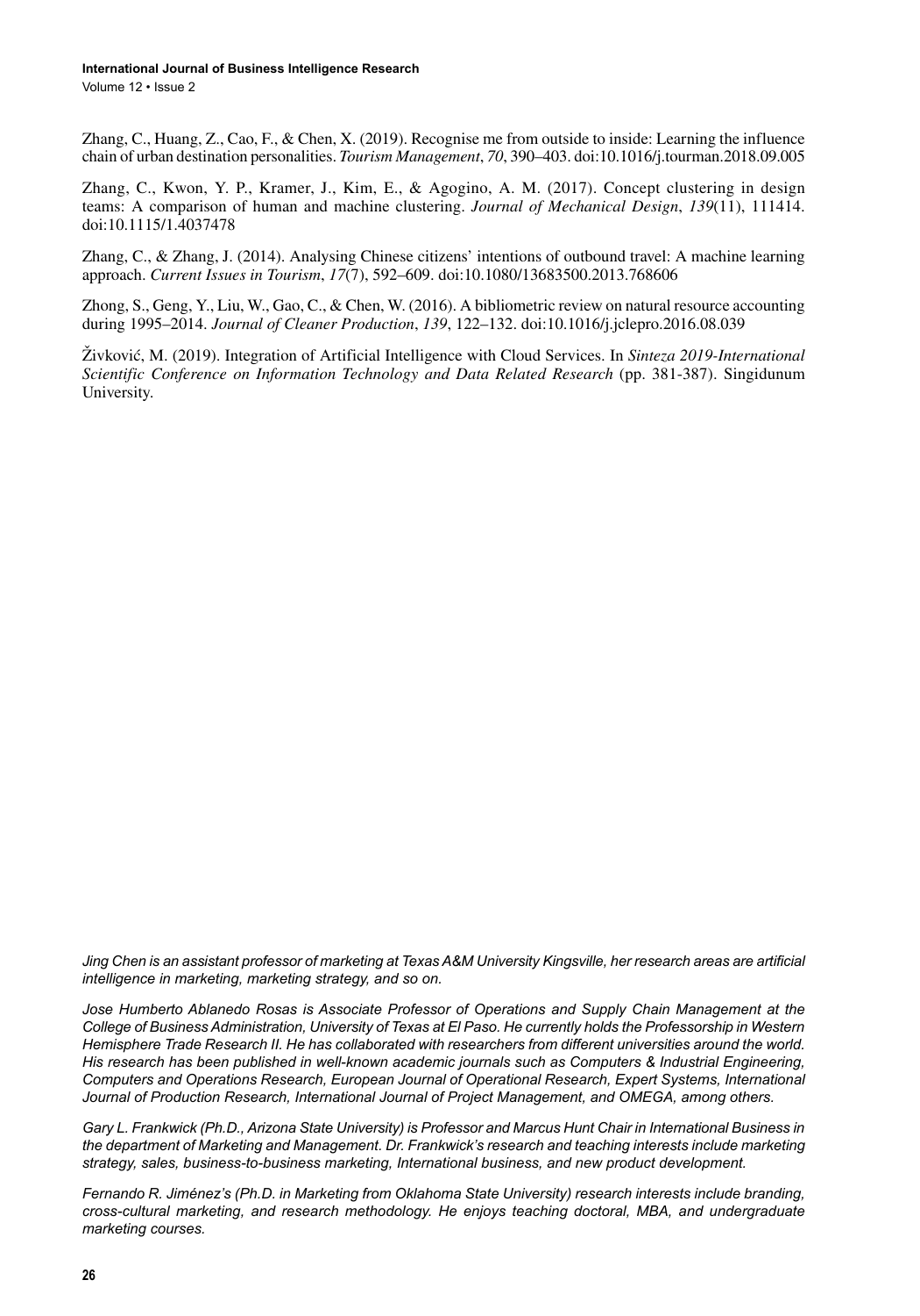Zhang, C., Huang, Z., Cao, F., & Chen, X. (2019). Recognise me from outside to inside: Learning the influence chain of urban destination personalities. *Tourism Management*, *70*, 390–403. doi:10.1016/j.tourman.2018.09.005

Zhang, C., Kwon, Y. P., Kramer, J., Kim, E., & Agogino, A. M. (2017). Concept clustering in design teams: A comparison of human and machine clustering. *Journal of Mechanical Design*, *139*(11), 111414. doi:10.1115/1.4037478

Zhang, C., & Zhang, J. (2014). Analysing Chinese citizens' intentions of outbound travel: A machine learning approach. *Current Issues in Tourism*, *17*(7), 592–609. doi:10.1080/13683500.2013.768606

Zhong, S., Geng, Y., Liu, W., Gao, C., & Chen, W. (2016). A bibliometric review on natural resource accounting during 1995–2014. *Journal of Cleaner Production*, *139*, 122–132. doi:10.1016/j.jclepro.2016.08.039

Živković, M. (2019). Integration of Artificial Intelligence with Cloud Services. In *Sinteza 2019-International Scientific Conference on Information Technology and Data Related Research* (pp. 381-387). Singidunum University.

*Jing Chen is an assistant professor of marketing at Texas A&M University Kingsville, her research areas are artificial intelligence in marketing, marketing strategy, and so on.*

*Jose Humberto Ablanedo Rosas is Associate Professor of Operations and Supply Chain Management at the College of Business Administration, University of Texas at El Paso. He currently holds the Professorship in Western Hemisphere Trade Research II. He has collaborated with researchers from different universities around the world. His research has been published in well-known academic journals such as Computers & Industrial Engineering, Computers and Operations Research, European Journal of Operational Research, Expert Systems, International Journal of Production Research, International Journal of Project Management, and OMEGA, among others.*

*Gary L. Frankwick (Ph.D., Arizona State University) is Professor and Marcus Hunt Chair in International Business in the department of Marketing and Management. Dr. Frankwick's research and teaching interests include marketing strategy, sales, business-to-business marketing, International business, and new product development.*

*Fernando R. Jiménez's (Ph.D. in Marketing from Oklahoma State University) research interests include branding, cross-cultural marketing, and research methodology. He enjoys teaching doctoral, MBA, and undergraduate marketing courses.*